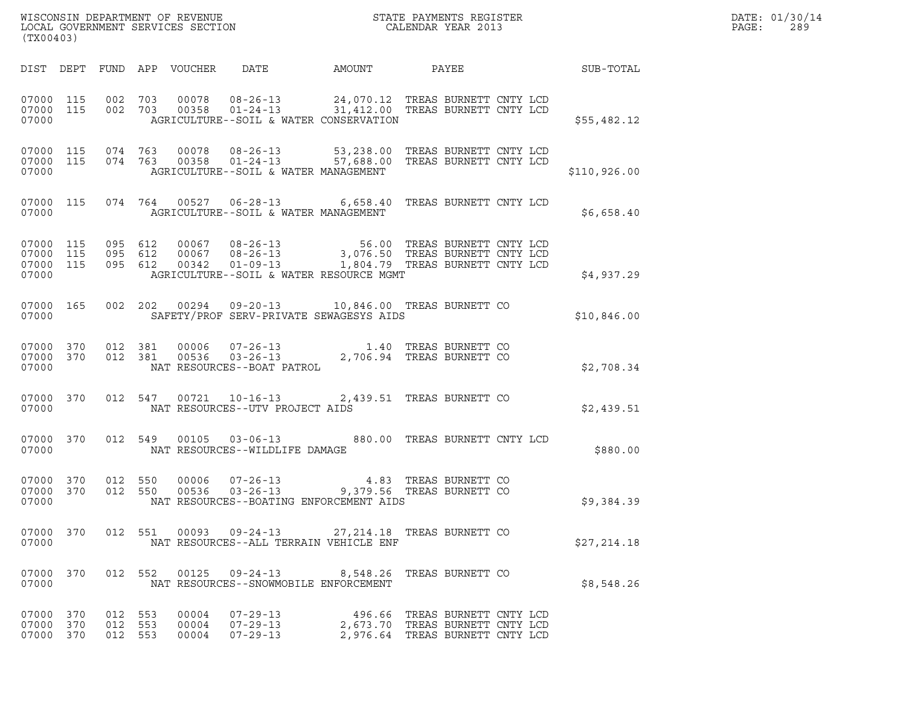WISCONSIN DEPARTMENT OF REVENUE
LOCAL GOVERNMENT SERVICES SECTION
(TX00403)

STATE PAYMENTS REGISTER
CALENDAR YEAR 2013

DATE: 01/30/14
PAGE: 289

| DIST | DEPT | FUND | APP | VOUCHER | DATE | AMOUNT | PAYEE | SUB-TOTAL |
|---|---|---|---|---|---|---|---|---|
| 07000 | 115 | 002 | 703 | 00078 | 08-26-13 | 24,070.12 | TREAS BURNETT CNTY LCD | |
| 07000 | 115 | 002 | 703 | 00358 | 01-24-13 | 31,412.00 | TREAS BURNETT CNTY LCD | |
| 07000 | | | | | AGRICULTURE--SOIL & WATER CONSERVATION | | | $55,482.12 |
| 07000 | 115 | 074 | 763 | 00078 | 08-26-13 | 53,238.00 | TREAS BURNETT CNTY LCD | |
| 07000 | 115 | 074 | 763 | 00358 | 01-24-13 | 57,688.00 | TREAS BURNETT CNTY LCD | |
| 07000 | | | | | AGRICULTURE--SOIL & WATER MANAGEMENT | | | $110,926.00 |
| 07000 | 115 | 074 | 764 | 00527 | 06-28-13 | 6,658.40 | TREAS BURNETT CNTY LCD | |
| 07000 | | | | | AGRICULTURE--SOIL & WATER MANAGEMENT | | | $6,658.40 |
| 07000 | 115 | 095 | 612 | 00067 | 08-26-13 | 56.00 | TREAS BURNETT CNTY LCD | |
| 07000 | 115 | 095 | 612 | 00067 | 08-26-13 | 3,076.50 | TREAS BURNETT CNTY LCD | |
| 07000 | 115 | 095 | 612 | 00342 | 01-09-13 | 1,804.79 | TREAS BURNETT CNTY LCD | |
| 07000 | | | | | AGRICULTURE--SOIL & WATER RESOURCE MGMT | | | $4,937.29 |
| 07000 | 165 | 002 | 202 | 00294 | 09-20-13 | 10,846.00 | TREAS BURNETT CO | |
| 07000 | | | | | SAFETY/PROF SERV-PRIVATE SEWAGESYS AIDS | | | $10,846.00 |
| 07000 | 370 | 012 | 381 | 00006 | 07-26-13 | 1.40 | TREAS BURNETT CO | |
| 07000 | 370 | 012 | 381 | 00536 | 03-26-13 | 2,706.94 | TREAS BURNETT CO | |
| 07000 | | | | | NAT RESOURCES--BOAT PATROL | | | $2,708.34 |
| 07000 | 370 | 012 | 547 | 00721 | 10-16-13 | 2,439.51 | TREAS BURNETT CO | |
| 07000 | | | | | NAT RESOURCES--UTV PROJECT AIDS | | | $2,439.51 |
| 07000 | 370 | 012 | 549 | 00105 | 03-06-13 | 880.00 | TREAS BURNETT CNTY LCD | |
| 07000 | | | | | NAT RESOURCES--WILDLIFE DAMAGE | | | $880.00 |
| 07000 | 370 | 012 | 550 | 00006 | 07-26-13 | 4.83 | TREAS BURNETT CO | |
| 07000 | 370 | 012 | 550 | 00536 | 03-26-13 | 9,379.56 | TREAS BURNETT CO | |
| 07000 | | | | | NAT RESOURCES--BOATING ENFORCEMENT AIDS | | | $9,384.39 |
| 07000 | 370 | 012 | 551 | 00093 | 09-24-13 | 27,214.18 | TREAS BURNETT CO | |
| 07000 | | | | | NAT RESOURCES--ALL TERRAIN VEHICLE ENF | | | $27,214.18 |
| 07000 | 370 | 012 | 552 | 00125 | 09-24-13 | 8,548.26 | TREAS BURNETT CO | |
| 07000 | | | | | NAT RESOURCES--SNOWMOBILE ENFORCEMENT | | | $8,548.26 |
| 07000 | 370 | 012 | 553 | 00004 | 07-29-13 | 496.66 | TREAS BURNETT CNTY LCD | |
| 07000 | 370 | 012 | 553 | 00004 | 07-29-13 | 2,673.70 | TREAS BURNETT CNTY LCD | |
| 07000 | 370 | 012 | 553 | 00004 | 07-29-13 | 2,976.64 | TREAS BURNETT CNTY LCD | |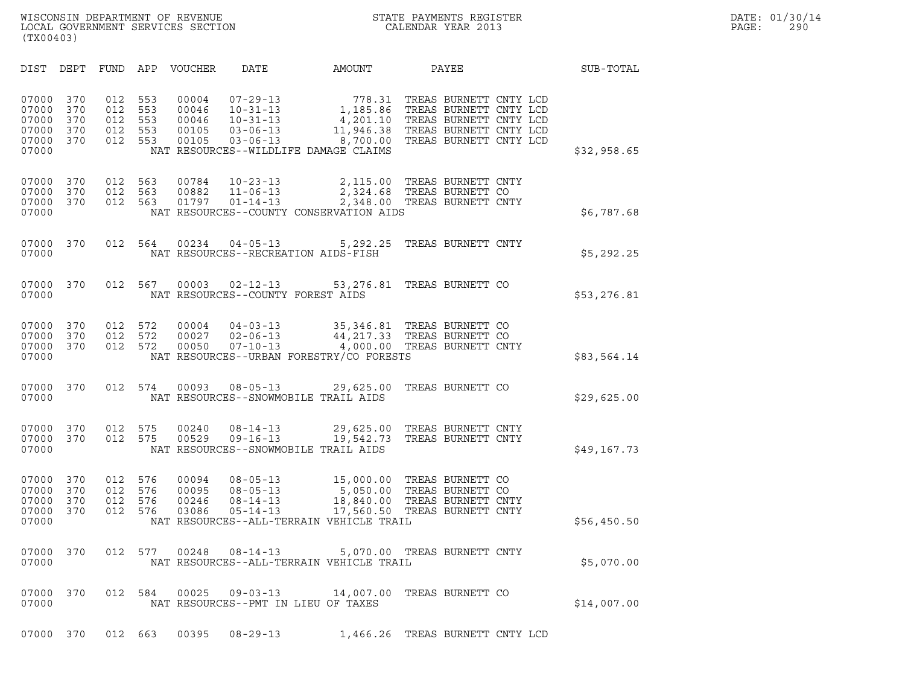WISCONSIN DEPARTMENT OF REVENUE
LOCAL GOVERNMENT SERVICES SECTION
(TX00403)

STATE PAYMENTS REGISTER
CALENDAR YEAR 2013

DATE: 01/30/14
PAGE: 290

| DIST | DEPT | FUND | APP | VOUCHER | DATE | AMOUNT | PAYEE | SUB-TOTAL |
|---|---|---|---|---|---|---|---|---|
| 07000 | 370 | 012 | 553 | 00004 | 07-29-13 | 778.31 | TREAS BURNETT CNTY LCD | |
| 07000 | 370 | 012 | 553 | 00046 | 10-31-13 | 1,185.86 | TREAS BURNETT CNTY LCD | |
| 07000 | 370 | 012 | 553 | 00046 | 10-31-13 | 4,201.10 | TREAS BURNETT CNTY LCD | |
| 07000 | 370 | 012 | 553 | 00105 | 03-06-13 | 11,946.38 | TREAS BURNETT CNTY LCD | |
| 07000 | 370 | 012 | 553 | 00105 | 03-06-13 | 8,700.00 | TREAS BURNETT CNTY LCD | |
| 07000 | | | | | NAT RESOURCES--WILDLIFE DAMAGE CLAIMS | | | $32,958.65 |
| 07000 | 370 | 012 | 563 | 00784 | 10-23-13 | 2,115.00 | TREAS BURNETT CNTY | |
| 07000 | 370 | 012 | 563 | 00882 | 11-06-13 | 2,324.68 | TREAS BURNETT CO | |
| 07000 | 370 | 012 | 563 | 01797 | 01-14-13 | 2,348.00 | TREAS BURNETT CNTY | |
| 07000 | | | | | NAT RESOURCES--COUNTY CONSERVATION AIDS | | | $6,787.68 |
| 07000 | 370 | 012 | 564 | 00234 | 04-05-13 | 5,292.25 | TREAS BURNETT CNTY | |
| 07000 | | | | | NAT RESOURCES--RECREATION AIDS-FISH | | | $5,292.25 |
| 07000 | 370 | 012 | 567 | 00003 | 02-12-13 | 53,276.81 | TREAS BURNETT CO | |
| 07000 | | | | | NAT RESOURCES--COUNTY FOREST AIDS | | | $53,276.81 |
| 07000 | 370 | 012 | 572 | 00004 | 04-03-13 | 35,346.81 | TREAS BURNETT CO | |
| 07000 | 370 | 012 | 572 | 00027 | 02-06-13 | 44,217.33 | TREAS BURNETT CO | |
| 07000 | 370 | 012 | 572 | 00050 | 07-10-13 | 4,000.00 | TREAS BURNETT CNTY | |
| 07000 | | | | | NAT RESOURCES--URBAN FORESTRY/CO FORESTS | | | $83,564.14 |
| 07000 | 370 | 012 | 574 | 00093 | 08-05-13 | 29,625.00 | TREAS BURNETT CO | |
| 07000 | | | | | NAT RESOURCES--SNOWMOBILE TRAIL AIDS | | | $29,625.00 |
| 07000 | 370 | 012 | 575 | 00240 | 08-14-13 | 29,625.00 | TREAS BURNETT CNTY | |
| 07000 | 370 | 012 | 575 | 00529 | 09-16-13 | 19,542.73 | TREAS BURNETT CNTY | |
| 07000 | | | | | NAT RESOURCES--SNOWMOBILE TRAIL AIDS | | | $49,167.73 |
| 07000 | 370 | 012 | 576 | 00094 | 08-05-13 | 15,000.00 | TREAS BURNETT CO | |
| 07000 | 370 | 012 | 576 | 00095 | 08-05-13 | 5,050.00 | TREAS BURNETT CO | |
| 07000 | 370 | 012 | 576 | 00246 | 08-14-13 | 18,840.00 | TREAS BURNETT CNTY | |
| 07000 | 370 | 012 | 576 | 03086 | 05-14-13 | 17,560.50 | TREAS BURNETT CNTY | |
| 07000 | | | | | NAT RESOURCES--ALL-TERRAIN VEHICLE TRAIL | | | $56,450.50 |
| 07000 | 370 | 012 | 577 | 00248 | 08-14-13 | 5,070.00 | TREAS BURNETT CNTY | |
| 07000 | | | | | NAT RESOURCES--ALL-TERRAIN VEHICLE TRAIL | | | $5,070.00 |
| 07000 | 370 | 012 | 584 | 00025 | 09-03-13 | 14,007.00 | TREAS BURNETT CO | |
| 07000 | | | | | NAT RESOURCES--PMT IN LIEU OF TAXES | | | $14,007.00 |
| 07000 | 370 | 012 | 663 | 00395 | 08-29-13 | 1,466.26 | TREAS BURNETT CNTY LCD | |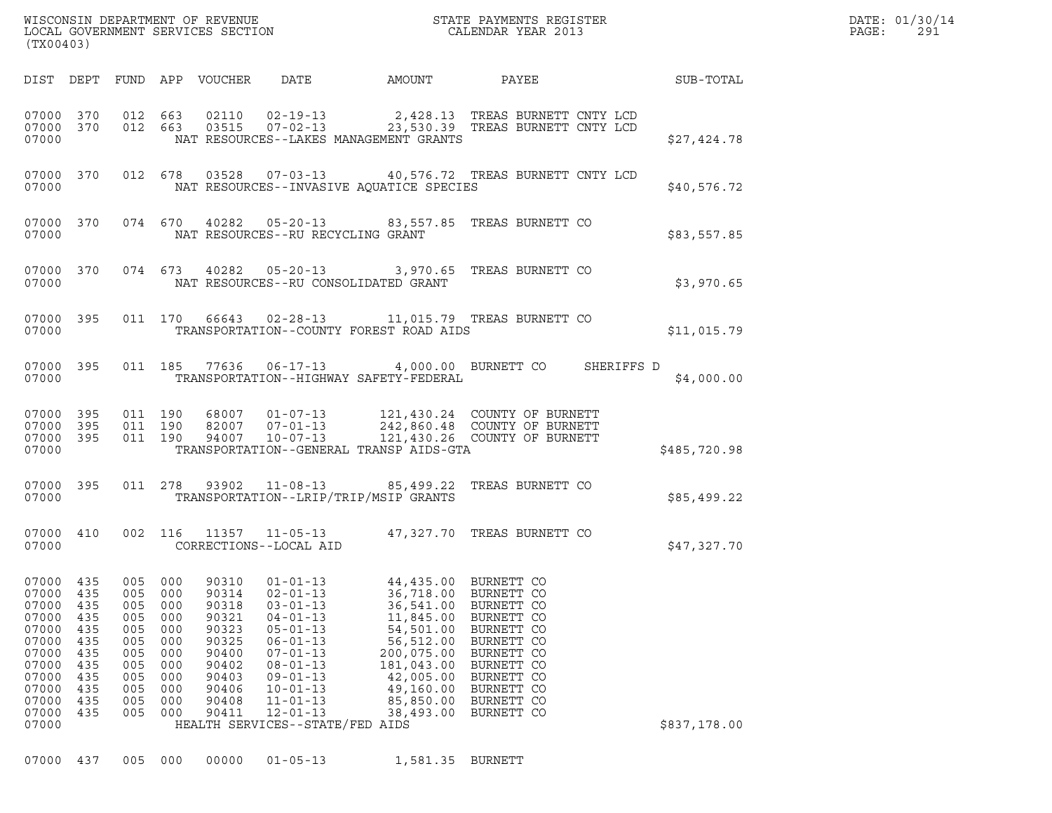WISCONSIN DEPARTMENT OF REVENUE
LOCAL GOVERNMENT SERVICES SECTION
(TX00403)

STATE PAYMENTS REGISTER
CALENDAR YEAR 2013

DATE: 01/30/14

| DIST | DEPT | FUND | APP | VOUCHER | DATE | AMOUNT | PAYEE | SUB-TOTAL |
|---|---|---|---|---|---|---|---|---|
| 07000 | 370 | 012 | 663 | 02110 | 02-19-13 | 2,428.13 | TREAS BURNETT CNTY LCD | |
| 07000 | 370 | 012 | 663 | 03515 | 07-02-13 | 23,530.39 | TREAS BURNETT CNTY LCD | |
| 07000 | | | | NAT RESOURCES--LAKES MANAGEMENT GRANTS | | | | $27,424.78 |
| 07000 | 370 | 012 | 678 | 03528 | 07-03-13 | 40,576.72 | TREAS BURNETT CNTY LCD | |
| 07000 | | | | NAT RESOURCES--INVASIVE AQUATICE SPECIES | | | | $40,576.72 |
| 07000 | 370 | 074 | 670 | 40282 | 05-20-13 | 83,557.85 | TREAS BURNETT CO | |
| 07000 | | | | NAT RESOURCES--RU RECYCLING GRANT | | | | $83,557.85 |
| 07000 | 370 | 074 | 673 | 40282 | 05-20-13 | 3,970.65 | TREAS BURNETT CO | |
| 07000 | | | | NAT RESOURCES--RU CONSOLIDATED GRANT | | | | $3,970.65 |
| 07000 | 395 | 011 | 170 | 66643 | 02-28-13 | 11,015.79 | TREAS BURNETT CO | |
| 07000 | | | | TRANSPORTATION--COUNTY FOREST ROAD AIDS | | | | $11,015.79 |
| 07000 | 395 | 011 | 185 | 77636 | 06-17-13 | 4,000.00 | BURNETT CO SHERIFFS D | |
| 07000 | | | | TRANSPORTATION--HIGHWAY SAFETY-FEDERAL | | | | $4,000.00 |
| 07000 | 395 | 011 | 190 | 68007 | 01-07-13 | 121,430.24 | COUNTY OF BURNETT | |
| 07000 | 395 | 011 | 190 | 82007 | 07-01-13 | 242,860.48 | COUNTY OF BURNETT | |
| 07000 | 395 | 011 | 190 | 94007 | 10-07-13 | 121,430.26 | COUNTY OF BURNETT | |
| 07000 | | | | TRANSPORTATION--GENERAL TRANSP AIDS-GTA | | | | $485,720.98 |
| 07000 | 395 | 011 | 278 | 93902 | 11-08-13 | 85,499.22 | TREAS BURNETT CO | |
| 07000 | | | | TRANSPORTATION--LRIP/TRIP/MSIP GRANTS | | | | $85,499.22 |
| 07000 | 410 | 002 | 116 | 11357 | 11-05-13 | 47,327.70 | TREAS BURNETT CO | |
| 07000 | | | | CORRECTIONS--LOCAL AID | | | | $47,327.70 |
| 07000 | 435 | 005 | 000 | 90310 | 01-01-13 | 44,435.00 | BURNETT CO | |
| 07000 | 435 | 005 | 000 | 90314 | 02-01-13 | 36,718.00 | BURNETT CO | |
| 07000 | 435 | 005 | 000 | 90318 | 03-01-13 | 36,541.00 | BURNETT CO | |
| 07000 | 435 | 005 | 000 | 90321 | 04-01-13 | 11,845.00 | BURNETT CO | |
| 07000 | 435 | 005 | 000 | 90323 | 05-01-13 | 54,501.00 | BURNETT CO | |
| 07000 | 435 | 005 | 000 | 90325 | 06-01-13 | 56,512.00 | BURNETT CO | |
| 07000 | 435 | 005 | 000 | 90400 | 07-01-13 | 200,075.00 | BURNETT CO | |
| 07000 | 435 | 005 | 000 | 90402 | 08-01-13 | 181,043.00 | BURNETT CO | |
| 07000 | 435 | 005 | 000 | 90403 | 09-01-13 | 42,005.00 | BURNETT CO | |
| 07000 | 435 | 005 | 000 | 90406 | 10-01-13 | 49,160.00 | BURNETT CO | |
| 07000 | 435 | 005 | 000 | 90408 | 11-01-13 | 85,850.00 | BURNETT CO | |
| 07000 | 435 | 005 | 000 | 90411 | 12-01-13 | 38,493.00 | BURNETT CO | |
| 07000 | | | | HEALTH SERVICES--STATE/FED AIDS | | | | $837,178.00 |
| 07000 | 437 | 005 | 000 | 00000 | 01-05-13 | 1,581.35 | BURNETT | |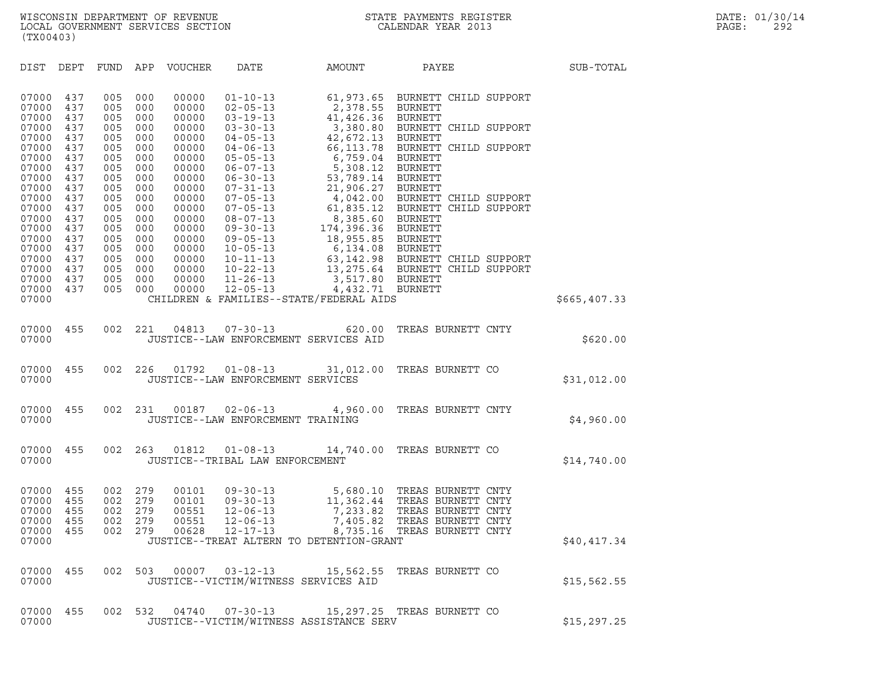WISCONSIN DEPARTMENT OF REVENUE
LOCAL GOVERNMENT SERVICES SECTION
(TX00403)

STATE PAYMENTS REGISTER
CALENDAR YEAR 2013

DATE: 01/30/14
PAGE: 292

| DIST | DEPT | FUND | APP | VOUCHER | DATE | AMOUNT | PAYEE | SUB-TOTAL |
|---|---|---|---|---|---|---|---|---|
| 07000 | 437 | 005 | 000 | 00000 | 01-10-13 | 61,973.65 | BURNETT CHILD SUPPORT | |
| 07000 | 437 | 005 | 000 | 00000 | 02-05-13 | 2,378.55 | BURNETT | |
| 07000 | 437 | 005 | 000 | 00000 | 03-19-13 | 41,426.36 | BURNETT | |
| 07000 | 437 | 005 | 000 | 00000 | 03-30-13 | 3,380.80 | BURNETT CHILD SUPPORT | |
| 07000 | 437 | 005 | 000 | 00000 | 04-05-13 | 42,672.13 | BURNETT | |
| 07000 | 437 | 005 | 000 | 00000 | 04-06-13 | 66,113.78 | BURNETT CHILD SUPPORT | |
| 07000 | 437 | 005 | 000 | 00000 | 05-05-13 | 6,759.04 | BURNETT | |
| 07000 | 437 | 005 | 000 | 00000 | 06-07-13 | 5,308.12 | BURNETT | |
| 07000 | 437 | 005 | 000 | 00000 | 06-30-13 | 53,789.14 | BURNETT | |
| 07000 | 437 | 005 | 000 | 00000 | 07-31-13 | 21,906.27 | BURNETT | |
| 07000 | 437 | 005 | 000 | 00000 | 07-05-13 | 4,042.00 | BURNETT CHILD SUPPORT | |
| 07000 | 437 | 005 | 000 | 00000 | 07-05-13 | 61,835.12 | BURNETT CHILD SUPPORT | |
| 07000 | 437 | 005 | 000 | 00000 | 08-07-13 | 8,385.60 | BURNETT | |
| 07000 | 437 | 005 | 000 | 00000 | 09-30-13 | 174,396.36 | BURNETT | |
| 07000 | 437 | 005 | 000 | 00000 | 09-05-13 | 18,955.85 | BURNETT | |
| 07000 | 437 | 005 | 000 | 00000 | 10-05-13 | 6,134.08 | BURNETT | |
| 07000 | 437 | 005 | 000 | 00000 | 10-11-13 | 63,142.98 | BURNETT CHILD SUPPORT | |
| 07000 | 437 | 005 | 000 | 00000 | 10-22-13 | 13,275.64 | BURNETT CHILD SUPPORT | |
| 07000 | 437 | 005 | 000 | 00000 | 11-26-13 | 3,517.80 | BURNETT | |
| 07000 | 437 | 005 | 000 | 00000 | 12-05-13 | 4,432.71 | BURNETT | |
| 07000 | | | | | CHILDREN & FAMILIES--STATE/FEDERAL AIDS | | | $665,407.33 |
| 07000 | 455 | 002 | 221 | 04813 | 07-30-13 | 620.00 | TREAS BURNETT CNTY | |
| 07000 | | | | | JUSTICE--LAW ENFORCEMENT SERVICES AID | | | $620.00 |
| 07000 | 455 | 002 | 226 | 01792 | 01-08-13 | 31,012.00 | TREAS BURNETT CO | |
| 07000 | | | | | JUSTICE--LAW ENFORCEMENT SERVICES | | | $31,012.00 |
| 07000 | 455 | 002 | 231 | 00187 | 02-06-13 | 4,960.00 | TREAS BURNETT CNTY | |
| 07000 | | | | | JUSTICE--LAW ENFORCEMENT TRAINING | | | $4,960.00 |
| 07000 | 455 | 002 | 263 | 01812 | 01-08-13 | 14,740.00 | TREAS BURNETT CO | |
| 07000 | | | | | JUSTICE--TRIBAL LAW ENFORCEMENT | | | $14,740.00 |
| 07000 | 455 | 002 | 279 | 00101 | 09-30-13 | 5,680.10 | TREAS BURNETT CNTY | |
| 07000 | 455 | 002 | 279 | 00101 | 09-30-13 | 11,362.44 | TREAS BURNETT CNTY | |
| 07000 | 455 | 002 | 279 | 00551 | 12-06-13 | 7,233.82 | TREAS BURNETT CNTY | |
| 07000 | 455 | 002 | 279 | 00551 | 12-06-13 | 7,405.82 | TREAS BURNETT CNTY | |
| 07000 | 455 | 002 | 279 | 00628 | 12-17-13 | 8,735.16 | TREAS BURNETT CNTY | |
| 07000 | | | | | JUSTICE--TREAT ALTERN TO DETENTION-GRANT | | | $40,417.34 |
| 07000 | 455 | 002 | 503 | 00007 | 03-12-13 | 15,562.55 | TREAS BURNETT CO | |
| 07000 | | | | | JUSTICE--VICTIM/WITNESS SERVICES AID | | | $15,562.55 |
| 07000 | 455 | 002 | 532 | 04740 | 07-30-13 | 15,297.25 | TREAS BURNETT CO | |
| 07000 | | | | | JUSTICE--VICTIM/WITNESS ASSISTANCE SERV | | | $15,297.25 |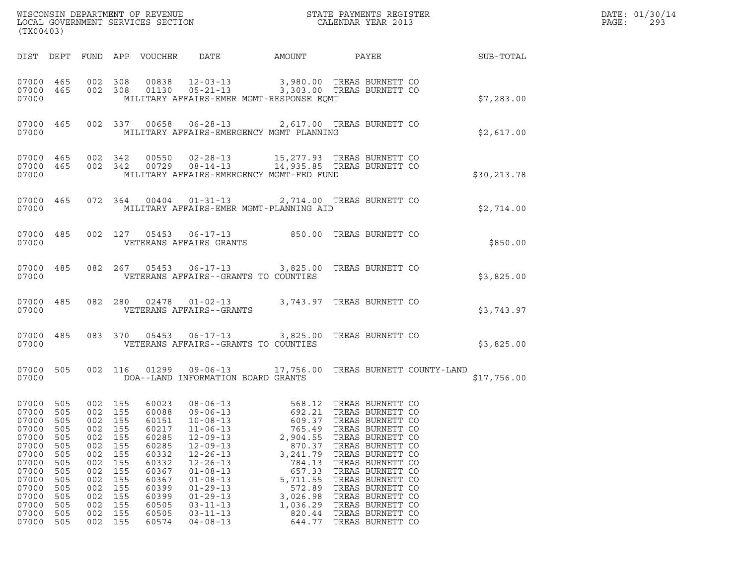WISCONSIN DEPARTMENT OF REVENUE
LOCAL GOVERNMENT SERVICES SECTION
(TX00403)

STATE PAYMENTS REGISTER
CALENDAR YEAR 2013

DATE: 01/30/14
PAGE: 293

| DIST | DEPT | FUND | APP | VOUCHER | DATE | AMOUNT | PAYEE | SUB-TOTAL |
|---|---|---|---|---|---|---|---|---|
| 07000 | 465 | 002 | 308 | 00838 | 12-03-13 | 3,980.00 | TREAS BURNETT CO | |
| 07000 | 465 | 002 | 308 | 01130 | 05-21-13 | 3,303.00 | TREAS BURNETT CO | |
| 07000 | | | | | MILITARY AFFAIRS-EMER MGMT-RESPONSE EQMT | | | $7,283.00 |
| 07000 | 465 | 002 | 337 | 00658 | 06-28-13 | 2,617.00 | TREAS BURNETT CO | |
| 07000 | | | | | MILITARY AFFAIRS-EMERGENCY MGMT PLANNING | | | $2,617.00 |
| 07000 | 465 | 002 | 342 | 00550 | 02-28-13 | 15,277.93 | TREAS BURNETT CO | |
| 07000 | 465 | 002 | 342 | 00729 | 08-14-13 | 14,935.85 | TREAS BURNETT CO | |
| 07000 | | | | | MILITARY AFFAIRS-EMERGENCY MGMT-FED FUND | | | $30,213.78 |
| 07000 | 465 | 072 | 364 | 00404 | 01-31-13 | 2,714.00 | TREAS BURNETT CO | |
| 07000 | | | | | MILITARY AFFAIRS-EMER MGMT-PLANNING AID | | | $2,714.00 |
| 07000 | 485 | 002 | 127 | 05453 | 06-17-13 | 850.00 | TREAS BURNETT CO | |
| 07000 | | | | | VETERANS AFFAIRS GRANTS | | | $850.00 |
| 07000 | 485 | 082 | 267 | 05453 | 06-17-13 | 3,825.00 | TREAS BURNETT CO | |
| 07000 | | | | | VETERANS AFFAIRS--GRANTS TO COUNTIES | | | $3,825.00 |
| 07000 | 485 | 082 | 280 | 02478 | 01-02-13 | 3,743.97 | TREAS BURNETT CO | |
| 07000 | | | | | VETERANS AFFAIRS--GRANTS | | | $3,743.97 |
| 07000 | 485 | 083 | 370 | 05453 | 06-17-13 | 3,825.00 | TREAS BURNETT CO | |
| 07000 | | | | | VETERANS AFFAIRS--GRANTS TO COUNTIES | | | $3,825.00 |
| 07000 | 505 | 002 | 116 | 01299 | 09-06-13 | 17,756.00 | TREAS BURNETT COUNTY-LAND | |
| 07000 | | | | | DOA--LAND INFORMATION BOARD GRANTS | | | $17,756.00 |
| 07000 | 505 | 002 | 155 | 60023 | 08-06-13 | 568.12 | TREAS BURNETT CO | |
| 07000 | 505 | 002 | 155 | 60088 | 09-06-13 | 692.21 | TREAS BURNETT CO | |
| 07000 | 505 | 002 | 155 | 60151 | 10-08-13 | 609.37 | TREAS BURNETT CO | |
| 07000 | 505 | 002 | 155 | 60217 | 11-06-13 | 765.49 | TREAS BURNETT CO | |
| 07000 | 505 | 002 | 155 | 60285 | 12-09-13 | 2,904.55 | TREAS BURNETT CO | |
| 07000 | 505 | 002 | 155 | 60285 | 12-09-13 | 870.37 | TREAS BURNETT CO | |
| 07000 | 505 | 002 | 155 | 60332 | 12-26-13 | 3,241.79 | TREAS BURNETT CO | |
| 07000 | 505 | 002 | 155 | 60332 | 12-26-13 | 784.13 | TREAS BURNETT CO | |
| 07000 | 505 | 002 | 155 | 60367 | 01-08-13 | 657.33 | TREAS BURNETT CO | |
| 07000 | 505 | 002 | 155 | 60367 | 01-08-13 | 5,711.55 | TREAS BURNETT CO | |
| 07000 | 505 | 002 | 155 | 60399 | 01-29-13 | 572.89 | TREAS BURNETT CO | |
| 07000 | 505 | 002 | 155 | 60399 | 01-29-13 | 3,026.98 | TREAS BURNETT CO | |
| 07000 | 505 | 002 | 155 | 60505 | 03-11-13 | 1,036.29 | TREAS BURNETT CO | |
| 07000 | 505 | 002 | 155 | 60505 | 03-11-13 | 820.44 | TREAS BURNETT CO | |
| 07000 | 505 | 002 | 155 | 60574 | 04-08-13 | 644.77 | TREAS BURNETT CO | |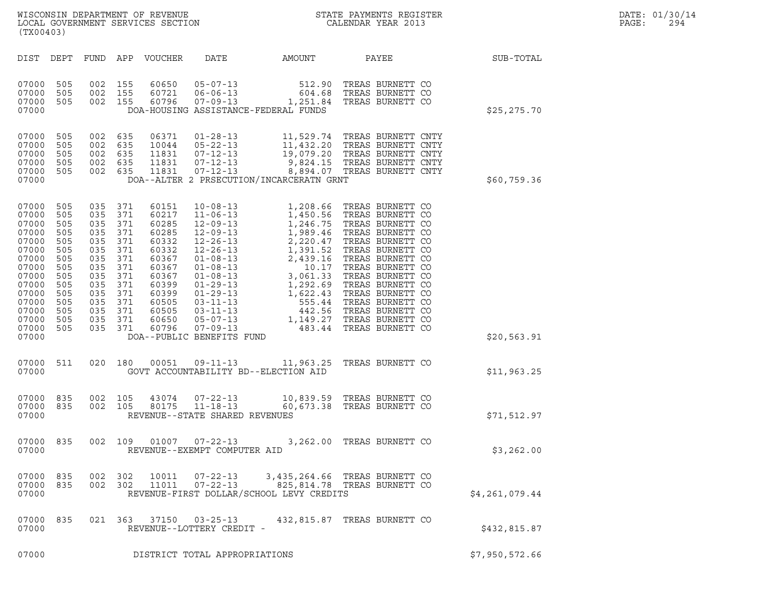WISCONSIN DEPARTMENT OF REVENUE
LOCAL GOVERNMENT SERVICES SECTION
(TX00403)

STATE PAYMENTS REGISTER
CALENDAR YEAR 2013

DATE: 01/30/14

| DIST | DEPT | FUND | APP | VOUCHER | DATE | AMOUNT | PAYEE | SUB-TOTAL |
|---|---|---|---|---|---|---|---|---|
| 07000 | 505 | 002 | 155 | 60650 | 05-07-13 | 512.90 | TREAS BURNETT CO | |
| 07000 | 505 | 002 | 155 | 60721 | 06-06-13 | 604.68 | TREAS BURNETT CO | |
| 07000 | 505 | 002 | 155 | 60796 | 07-09-13 | 1,251.84 | TREAS BURNETT CO | |
| 07000 | | | | DOA-HOUSING ASSISTANCE-FEDERAL FUNDS | | | | $25,275.70 |
| 07000 | 505 | 002 | 635 | 06371 | 01-28-13 | 11,529.74 | TREAS BURNETT CNTY | |
| 07000 | 505 | 002 | 635 | 10044 | 05-22-13 | 11,432.20 | TREAS BURNETT CNTY | |
| 07000 | 505 | 002 | 635 | 11831 | 07-12-13 | 19,079.20 | TREAS BURNETT CNTY | |
| 07000 | 505 | 002 | 635 | 11831 | 07-12-13 | 9,824.15 | TREAS BURNETT CNTY | |
| 07000 | 505 | 002 | 635 | 11831 | 07-12-13 | 8,894.07 | TREAS BURNETT CNTY | |
| 07000 | | | | DOA--ALTER 2 PRSECUTION/INCARCERATN GRNT | | | | $60,759.36 |
| 07000 | 505 | 035 | 371 | 60151 | 10-08-13 | 1,208.66 | TREAS BURNETT CO | |
| 07000 | 505 | 035 | 371 | 60217 | 11-06-13 | 1,450.56 | TREAS BURNETT CO | |
| 07000 | 505 | 035 | 371 | 60285 | 12-09-13 | 1,246.75 | TREAS BURNETT CO | |
| 07000 | 505 | 035 | 371 | 60285 | 12-09-13 | 1,989.46 | TREAS BURNETT CO | |
| 07000 | 505 | 035 | 371 | 60332 | 12-26-13 | 2,220.47 | TREAS BURNETT CO | |
| 07000 | 505 | 035 | 371 | 60332 | 12-26-13 | 1,391.52 | TREAS BURNETT CO | |
| 07000 | 505 | 035 | 371 | 60367 | 01-08-13 | 2,439.16 | TREAS BURNETT CO | |
| 07000 | 505 | 035 | 371 | 60367 | 01-08-13 | 10.17 | TREAS BURNETT CO | |
| 07000 | 505 | 035 | 371 | 60367 | 01-08-13 | 3,061.33 | TREAS BURNETT CO | |
| 07000 | 505 | 035 | 371 | 60399 | 01-29-13 | 1,292.69 | TREAS BURNETT CO | |
| 07000 | 505 | 035 | 371 | 60399 | 01-29-13 | 1,622.43 | TREAS BURNETT CO | |
| 07000 | 505 | 035 | 371 | 60505 | 03-11-13 | 555.44 | TREAS BURNETT CO | |
| 07000 | 505 | 035 | 371 | 60505 | 03-11-13 | 442.56 | TREAS BURNETT CO | |
| 07000 | 505 | 035 | 371 | 60650 | 05-07-13 | 1,149.27 | TREAS BURNETT CO | |
| 07000 | 505 | 035 | 371 | 60796 | 07-09-13 | 483.44 | TREAS BURNETT CO | |
| 07000 | | | | DOA--PUBLIC BENEFITS FUND | | | | $20,563.91 |
| 07000 | 511 | 020 | 180 | 00051 | 09-11-13 | 11,963.25 | TREAS BURNETT CO | |
| 07000 | | | | GOVT ACCOUNTABILITY BD--ELECTION AID | | | | $11,963.25 |
| 07000 | 835 | 002 | 105 | 43074 | 07-22-13 | 10,839.59 | TREAS BURNETT CO | |
| 07000 | 835 | 002 | 105 | 80175 | 11-18-13 | 60,673.38 | TREAS BURNETT CO | |
| 07000 | | | | REVENUE--STATE SHARED REVENUES | | | | $71,512.97 |
| 07000 | 835 | 002 | 109 | 01007 | 07-22-13 | 3,262.00 | TREAS BURNETT CO | |
| 07000 | | | | REVENUE--EXEMPT COMPUTER AID | | | | $3,262.00 |
| 07000 | 835 | 002 | 302 | 10011 | 07-22-13 | 3,435,264.66 | TREAS BURNETT CO | |
| 07000 | 835 | 002 | 302 | 11011 | 07-22-13 | 825,814.78 | TREAS BURNETT CO | |
| 07000 | | | | REVENUE-FIRST DOLLAR/SCHOOL LEVY CREDITS | | | | $4,261,079.44 |
| 07000 | 835 | 021 | 363 | 37150 | 03-25-13 | 432,815.87 | TREAS BURNETT CO | |
| 07000 | | | | REVENUE--LOTTERY CREDIT - | | | | $432,815.87 |
| 07000 | | | | DISTRICT TOTAL APPROPRIATIONS | | | | $7,950,572.66 |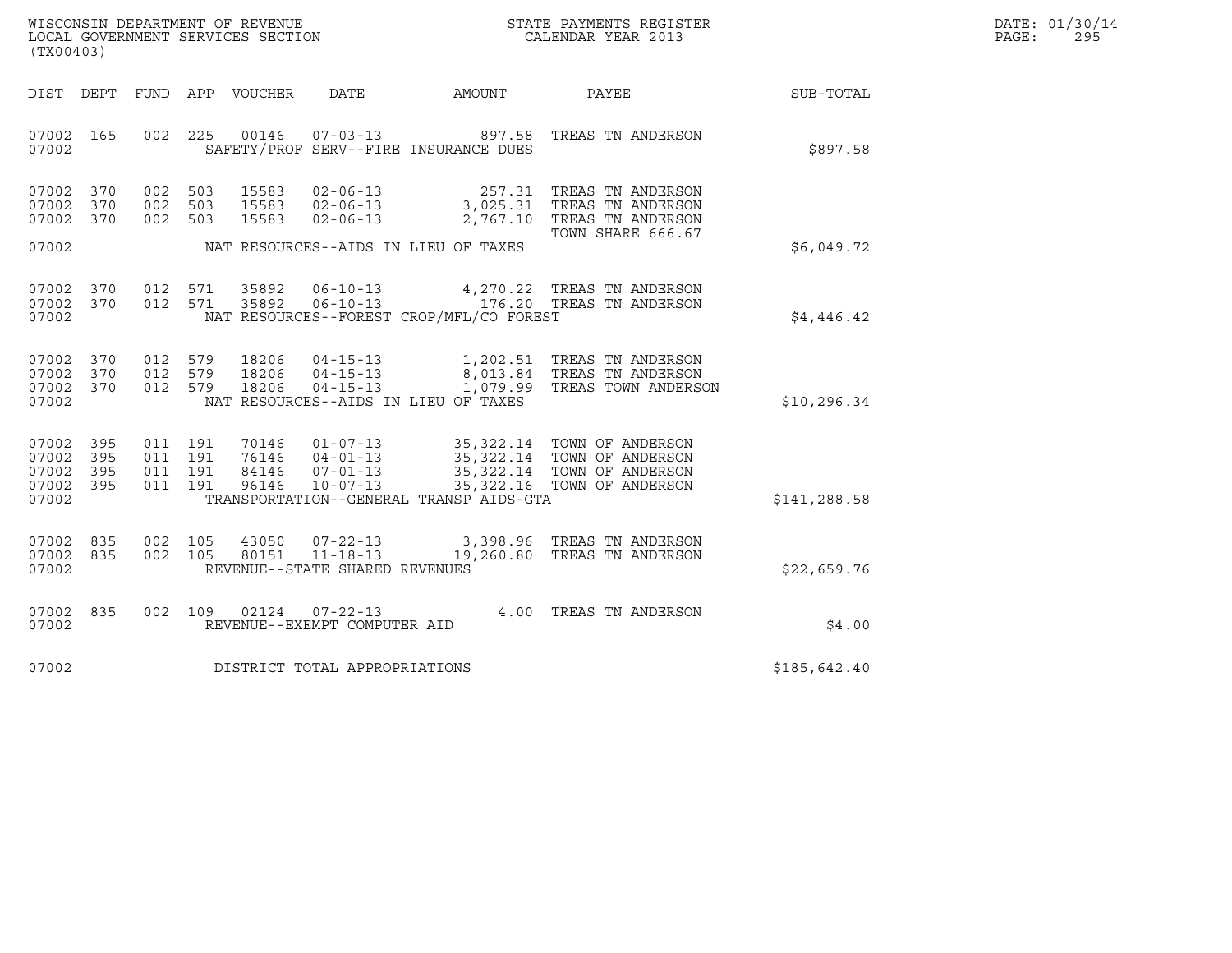WISCONSIN DEPARTMENT OF REVENUE
LOCAL GOVERNMENT SERVICES SECTION
(TX00403)

STATE PAYMENTS REGISTER
CALENDAR YEAR 2013

DATE: 01/30/14
PAGE: 295

| DIST | DEPT | FUND | APP | VOUCHER | DATE | AMOUNT | PAYEE | SUB-TOTAL |
|---|---|---|---|---|---|---|---|---|
| 07002 | 165 | 002 | 225 | 00146 | 07-03-13 | 897.58 | TREAS TN ANDERSON | |
| 07002 | | | | | SAFETY/PROF SERV--FIRE INSURANCE DUES | | | $897.58 |
| 07002 | 370 | 002 | 503 | 15583 | 02-06-13 | 257.31 | TREAS TN ANDERSON | |
| 07002 | 370 | 002 | 503 | 15583 | 02-06-13 | 3,025.31 | TREAS TN ANDERSON | |
| 07002 | 370 | 002 | 503 | 15583 | 02-06-13 | 2,767.10 | TREAS TN ANDERSON TOWN SHARE 666.67 | |
| 07002 | | | | | NAT RESOURCES--AIDS IN LIEU OF TAXES | | | $6,049.72 |
| 07002 | 370 | 012 | 571 | 35892 | 06-10-13 | 4,270.22 | TREAS TN ANDERSON | |
| 07002 | 370 | 012 | 571 | 35892 | 06-10-13 | 176.20 | TREAS TN ANDERSON | |
| 07002 | | | | | NAT RESOURCES--FOREST CROP/MFL/CO FOREST | | | $4,446.42 |
| 07002 | 370 | 012 | 579 | 18206 | 04-15-13 | 1,202.51 | TREAS TN ANDERSON | |
| 07002 | 370 | 012 | 579 | 18206 | 04-15-13 | 8,013.84 | TREAS TN ANDERSON | |
| 07002 | 370 | 012 | 579 | 18206 | 04-15-13 | 1,079.99 | TREAS TOWN ANDERSON | |
| 07002 | | | | | NAT RESOURCES--AIDS IN LIEU OF TAXES | | | $10,296.34 |
| 07002 | 395 | 011 | 191 | 70146 | 01-07-13 | 35,322.14 | TOWN OF ANDERSON | |
| 07002 | 395 | 011 | 191 | 76146 | 04-01-13 | 35,322.14 | TOWN OF ANDERSON | |
| 07002 | 395 | 011 | 191 | 84146 | 07-01-13 | 35,322.14 | TOWN OF ANDERSON | |
| 07002 | 395 | 011 | 191 | 96146 | 10-07-13 | 35,322.16 | TOWN OF ANDERSON | |
| 07002 | | | | | TRANSPORTATION--GENERAL TRANSP AIDS-GTA | | | $141,288.58 |
| 07002 | 835 | 002 | 105 | 43050 | 07-22-13 | 3,398.96 | TREAS TN ANDERSON | |
| 07002 | 835 | 002 | 105 | 80151 | 11-18-13 | 19,260.80 | TREAS TN ANDERSON | |
| 07002 | | | | | REVENUE--STATE SHARED REVENUES | | | $22,659.76 |
| 07002 | 835 | 002 | 109 | 02124 | 07-22-13 | 4.00 | TREAS TN ANDERSON | |
| 07002 | | | | | REVENUE--EXEMPT COMPUTER AID | | | $4.00 |
| 07002 | | | | | DISTRICT TOTAL APPROPRIATIONS | | | $185,642.40 |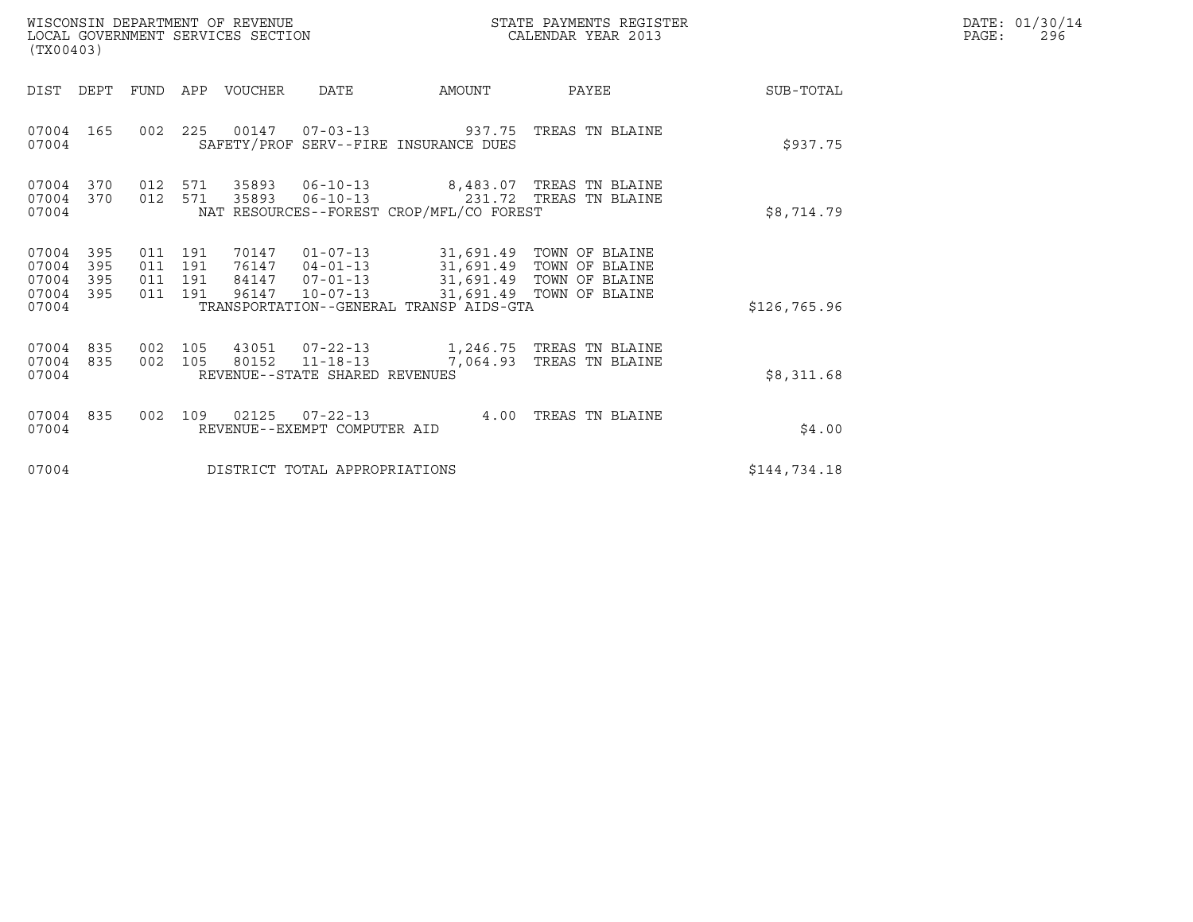WISCONSIN DEPARTMENT OF REVENUE
LOCAL GOVERNMENT SERVICES SECTION
(TX00403)

STATE PAYMENTS REGISTER
CALENDAR YEAR 2013

DATE: 01/30/14
PAGE: 296

| DIST | DEPT | FUND | APP | VOUCHER | DATE | AMOUNT | PAYEE | SUB-TOTAL |
|---|---|---|---|---|---|---|---|---|
| 07004 | 165 | 002 | 225 | 00147 | 07-03-13 | 937.75 | TREAS TN BLAINE | |
| 07004 | | | | SAFETY/PROF SERV--FIRE INSURANCE DUES | | | | $937.75 |
| 07004 | 370 | 012 | 571 | 35893 | 06-10-13 | 8,483.07 | TREAS TN BLAINE | |
| 07004 | 370 | 012 | 571 | 35893 | 06-10-13 | 231.72 | TREAS TN BLAINE | |
| 07004 | | | | NAT RESOURCES--FOREST CROP/MFL/CO FOREST | | | | $8,714.79 |
| 07004 | 395 | 011 | 191 | 70147 | 01-07-13 | 31,691.49 | TOWN OF BLAINE | |
| 07004 | 395 | 011 | 191 | 76147 | 04-01-13 | 31,691.49 | TOWN OF BLAINE | |
| 07004 | 395 | 011 | 191 | 84147 | 07-01-13 | 31,691.49 | TOWN OF BLAINE | |
| 07004 | 395 | 011 | 191 | 96147 | 10-07-13 | 31,691.49 | TOWN OF BLAINE | |
| 07004 | | | | TRANSPORTATION--GENERAL TRANSP AIDS-GTA | | | | $126,765.96 |
| 07004 | 835 | 002 | 105 | 43051 | 07-22-13 | 1,246.75 | TREAS TN BLAINE | |
| 07004 | 835 | 002 | 105 | 80152 | 11-18-13 | 7,064.93 | TREAS TN BLAINE | |
| 07004 | | | | REVENUE--STATE SHARED REVENUES | | | | $8,311.68 |
| 07004 | 835 | 002 | 109 | 02125 | 07-22-13 | 4.00 | TREAS TN BLAINE | |
| 07004 | | | | REVENUE--EXEMPT COMPUTER AID | | | | $4.00 |
| 07004 | | | | DISTRICT TOTAL APPROPRIATIONS | | | | $144,734.18 |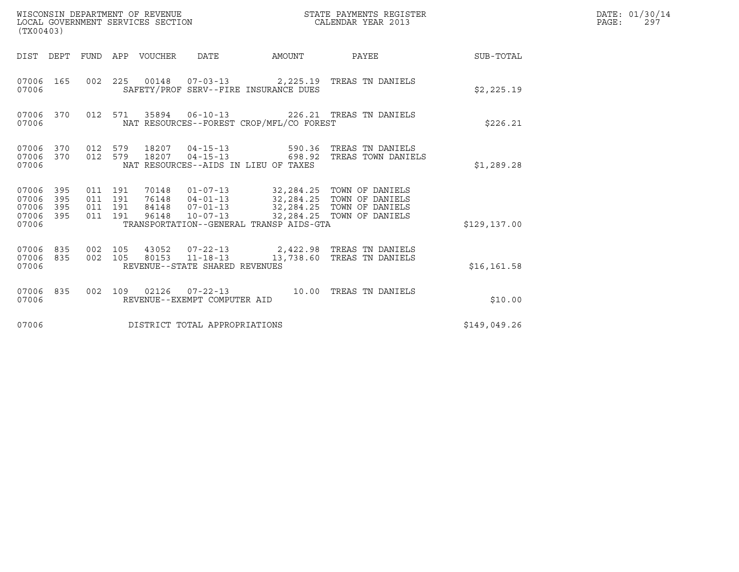WISCONSIN DEPARTMENT OF REVENUE
LOCAL GOVERNMENT SERVICES SECTION
(TX00403)

STATE PAYMENTS REGISTER
CALENDAR YEAR 2013

DATE: 01/30/14

| DIST | DEPT | FUND | APP | VOUCHER | DATE | AMOUNT | PAYEE | SUB-TOTAL |
|---|---|---|---|---|---|---|---|---|
| 07006 | 165 | 002 | 225 | 00148 | 07-03-13 | 2,225.19 | TREAS TN DANIELS | |
| 07006 | | | | SAFETY/PROF SERV--FIRE INSURANCE DUES | | | | $2,225.19 |
| 07006 | 370 | 012 | 571 | 35894 | 06-10-13 | 226.21 | TREAS TN DANIELS | |
| 07006 | | | | NAT RESOURCES--FOREST CROP/MFL/CO FOREST | | | | $226.21 |
| 07006 | 370 | 012 | 579 | 18207 | 04-15-13 | 590.36 | TREAS TN DANIELS | |
| 07006 | 370 | 012 | 579 | 18207 | 04-15-13 | 698.92 | TREAS TOWN DANIELS | |
| 07006 | | | | NAT RESOURCES--AIDS IN LIEU OF TAXES | | | | $1,289.28 |
| 07006 | 395 | 011 | 191 | 70148 | 01-07-13 | 32,284.25 | TOWN OF DANIELS | |
| 07006 | 395 | 011 | 191 | 76148 | 04-01-13 | 32,284.25 | TOWN OF DANIELS | |
| 07006 | 395 | 011 | 191 | 84148 | 07-01-13 | 32,284.25 | TOWN OF DANIELS | |
| 07006 | 395 | 011 | 191 | 96148 | 10-07-13 | 32,284.25 | TOWN OF DANIELS | |
| 07006 | | | | TRANSPORTATION--GENERAL TRANSP AIDS-GTA | | | | $129,137.00 |
| 07006 | 835 | 002 | 105 | 43052 | 07-22-13 | 2,422.98 | TREAS TN DANIELS | |
| 07006 | 835 | 002 | 105 | 80153 | 11-18-13 | 13,738.60 | TREAS TN DANIELS | |
| 07006 | | | | REVENUE--STATE SHARED REVENUES | | | | $16,161.58 |
| 07006 | 835 | 002 | 109 | 02126 | 07-22-13 | 10.00 | TREAS TN DANIELS | |
| 07006 | | | | REVENUE--EXEMPT COMPUTER AID | | | | $10.00 |
| 07006 | | | | DISTRICT TOTAL APPROPRIATIONS | | | | $149,049.26 |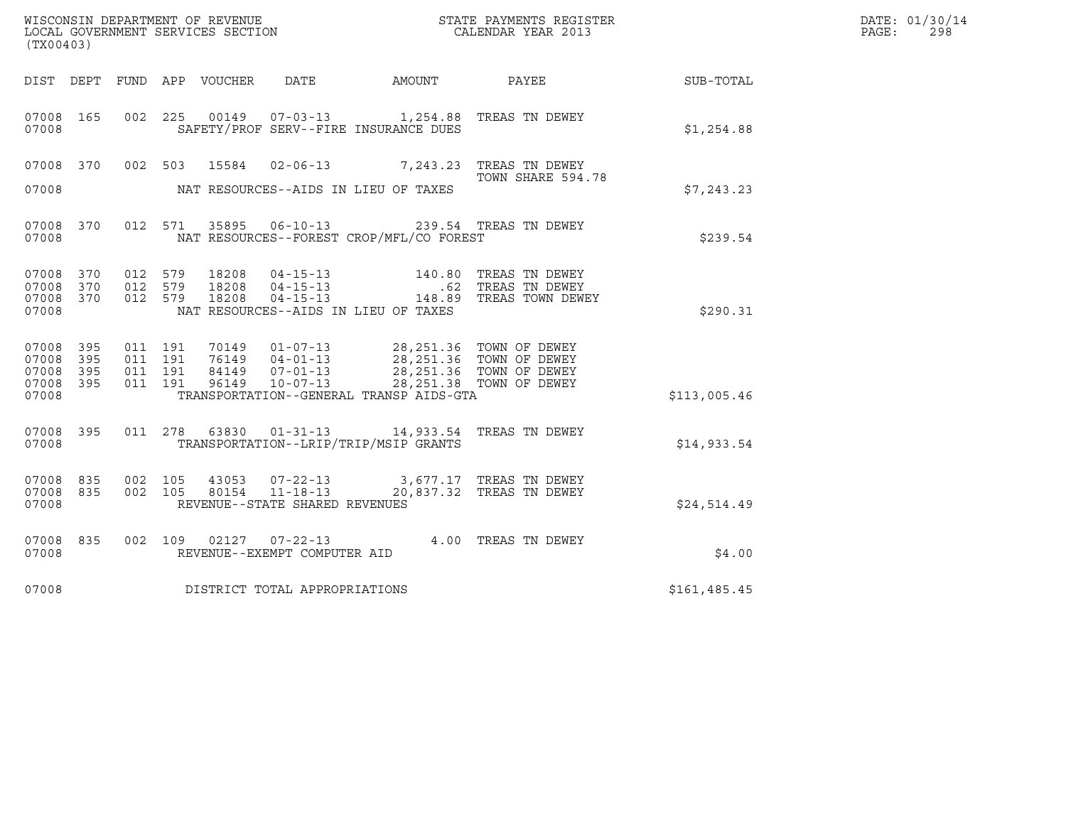WISCONSIN DEPARTMENT OF REVENUE
LOCAL GOVERNMENT SERVICES SECTION
(TX00403)

STATE PAYMENTS REGISTER
CALENDAR YEAR 2013

DATE: 01/30/14
PAGE: 298

| DIST | DEPT | FUND | APP | VOUCHER | DATE | AMOUNT | PAYEE | SUB-TOTAL |
|---|---|---|---|---|---|---|---|---|
| 07008 | 165 | 002 | 225 | 00149 | 07-03-13 | 1,254.88 | TREAS TN DEWEY | |
| 07008 | | | | SAFETY/PROF SERV--FIRE INSURANCE DUES | | | | $1,254.88 |
| 07008 | 370 | 002 | 503 | 15584 | 02-06-13 | 7,243.23 | TREAS TN DEWEY TOWN SHARE 594.78 | |
| 07008 | | | | NAT RESOURCES--AIDS IN LIEU OF TAXES | | | | $7,243.23 |
| 07008 | 370 | 012 | 571 | 35895 | 06-10-13 | 239.54 | TREAS TN DEWEY | |
| 07008 | | | | NAT RESOURCES--FOREST CROP/MFL/CO FOREST | | | | $239.54 |
| 07008 | 370 | 012 | 579 | 18208 | 04-15-13 | 140.80 | TREAS TN DEWEY | |
| 07008 | 370 | 012 | 579 | 18208 | 04-15-13 | .62 | TREAS TN DEWEY | |
| 07008 | 370 | 012 | 579 | 18208 | 04-15-13 | 148.89 | TREAS TOWN DEWEY | |
| 07008 | | | | NAT RESOURCES--AIDS IN LIEU OF TAXES | | | | $290.31 |
| 07008 | 395 | 011 | 191 | 70149 | 01-07-13 | 28,251.36 | TOWN OF DEWEY | |
| 07008 | 395 | 011 | 191 | 76149 | 04-01-13 | 28,251.36 | TOWN OF DEWEY | |
| 07008 | 395 | 011 | 191 | 84149 | 07-01-13 | 28,251.36 | TOWN OF DEWEY | |
| 07008 | 395 | 011 | 191 | 96149 | 10-07-13 | 28,251.38 | TOWN OF DEWEY | |
| 07008 | | | | TRANSPORTATION--GENERAL TRANSP AIDS-GTA | | | | $113,005.46 |
| 07008 | 395 | 011 | 278 | 63830 | 01-31-13 | 14,933.54 | TREAS TN DEWEY | |
| 07008 | | | | TRANSPORTATION--LRIP/TRIP/MSIP GRANTS | | | | $14,933.54 |
| 07008 | 835 | 002 | 105 | 43053 | 07-22-13 | 3,677.17 | TREAS TN DEWEY | |
| 07008 | 835 | 002 | 105 | 80154 | 11-18-13 | 20,837.32 | TREAS TN DEWEY | |
| 07008 | | | | REVENUE--STATE SHARED REVENUES | | | | $24,514.49 |
| 07008 | 835 | 002 | 109 | 02127 | 07-22-13 | 4.00 | TREAS TN DEWEY | |
| 07008 | | | | REVENUE--EXEMPT COMPUTER AID | | | | $4.00 |
| 07008 | | | | DISTRICT TOTAL APPROPRIATIONS | | | | $161,485.45 |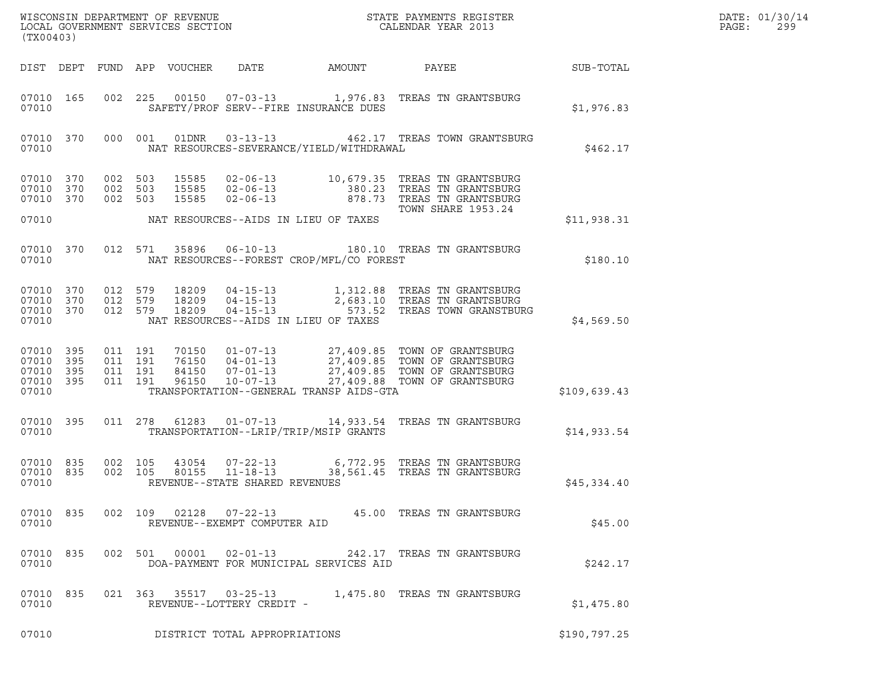WISCONSIN DEPARTMENT OF REVENUE
LOCAL GOVERNMENT SERVICES SECTION
(TX00403)

STATE PAYMENTS REGISTER
CALENDAR YEAR 2013

DATE: 01/30/14
PAGE: 299

| DIST | DEPT | FUND | APP | VOUCHER | DATE | AMOUNT | PAYEE | SUB-TOTAL |
|---|---|---|---|---|---|---|---|---|
| 07010 | 165 | 002 | 225 | 00150 | 07-03-13 | 1,976.83 | TREAS TN GRANTSBURG | |
| 07010 | | | | | SAFETY/PROF SERV--FIRE INSURANCE DUES | | | $1,976.83 |
| 07010 | 370 | 000 | 001 | 01DNR | 03-13-13 | 462.17 | TREAS TOWN GRANTSBURG | |
| 07010 | | | | | NAT RESOURCES-SEVERANCE/YIELD/WITHDRAWAL | | | $462.17 |
| 07010 | 370 | 002 | 503 | 15585 | 02-06-13 | 10,679.35 | TREAS TN GRANTSBURG | |
| 07010 | 370 | 002 | 503 | 15585 | 02-06-13 | 380.23 | TREAS TN GRANTSBURG | |
| 07010 | 370 | 002 | 503 | 15585 | 02-06-13 | 878.73 | TREAS TN GRANTSBURG TOWN SHARE 1953.24 | |
| 07010 | | | | | NAT RESOURCES--AIDS IN LIEU OF TAXES | | | $11,938.31 |
| 07010 | 370 | 012 | 571 | 35896 | 06-10-13 | 180.10 | TREAS TN GRANTSBURG | |
| 07010 | | | | | NAT RESOURCES--FOREST CROP/MFL/CO FOREST | | | $180.10 |
| 07010 | 370 | 012 | 579 | 18209 | 04-15-13 | 1,312.88 | TREAS TN GRANTSBURG | |
| 07010 | 370 | 012 | 579 | 18209 | 04-15-13 | 2,683.10 | TREAS TN GRANTSBURG | |
| 07010 | 370 | 012 | 579 | 18209 | 04-15-13 | 573.52 | TREAS TOWN GRANSTBURG | |
| 07010 | | | | | NAT RESOURCES--AIDS IN LIEU OF TAXES | | | $4,569.50 |
| 07010 | 395 | 011 | 191 | 70150 | 01-07-13 | 27,409.85 | TOWN OF GRANTSBURG | |
| 07010 | 395 | 011 | 191 | 76150 | 04-01-13 | 27,409.85 | TOWN OF GRANTSBURG | |
| 07010 | 395 | 011 | 191 | 84150 | 07-01-13 | 27,409.85 | TOWN OF GRANTSBURG | |
| 07010 | 395 | 011 | 191 | 96150 | 10-07-13 | 27,409.88 | TOWN OF GRANTSBURG | |
| 07010 | | | | | TRANSPORTATION--GENERAL TRANSP AIDS-GTA | | | $109,639.43 |
| 07010 | 395 | 011 | 278 | 61283 | 01-07-13 | 14,933.54 | TREAS TN GRANTSBURG | |
| 07010 | | | | | TRANSPORTATION--LRIP/TRIP/MSIP GRANTS | | | $14,933.54 |
| 07010 | 835 | 002 | 105 | 43054 | 07-22-13 | 6,772.95 | TREAS TN GRANTSBURG | |
| 07010 | 835 | 002 | 105 | 80155 | 11-18-13 | 38,561.45 | TREAS TN GRANTSBURG | |
| 07010 | | | | | REVENUE--STATE SHARED REVENUES | | | $45,334.40 |
| 07010 | 835 | 002 | 109 | 02128 | 07-22-13 | 45.00 | TREAS TN GRANTSBURG | |
| 07010 | | | | | REVENUE--EXEMPT COMPUTER AID | | | $45.00 |
| 07010 | 835 | 002 | 501 | 00001 | 02-01-13 | 242.17 | TREAS TN GRANTSBURG | |
| 07010 | | | | | DOA-PAYMENT FOR MUNICIPAL SERVICES AID | | | $242.17 |
| 07010 | 835 | 021 | 363 | 35517 | 03-25-13 | 1,475.80 | TREAS TN GRANTSBURG | |
| 07010 | | | | | REVENUE--LOTTERY CREDIT - | | | $1,475.80 |
| 07010 | | | | | DISTRICT TOTAL APPROPRIATIONS | | | $190,797.25 |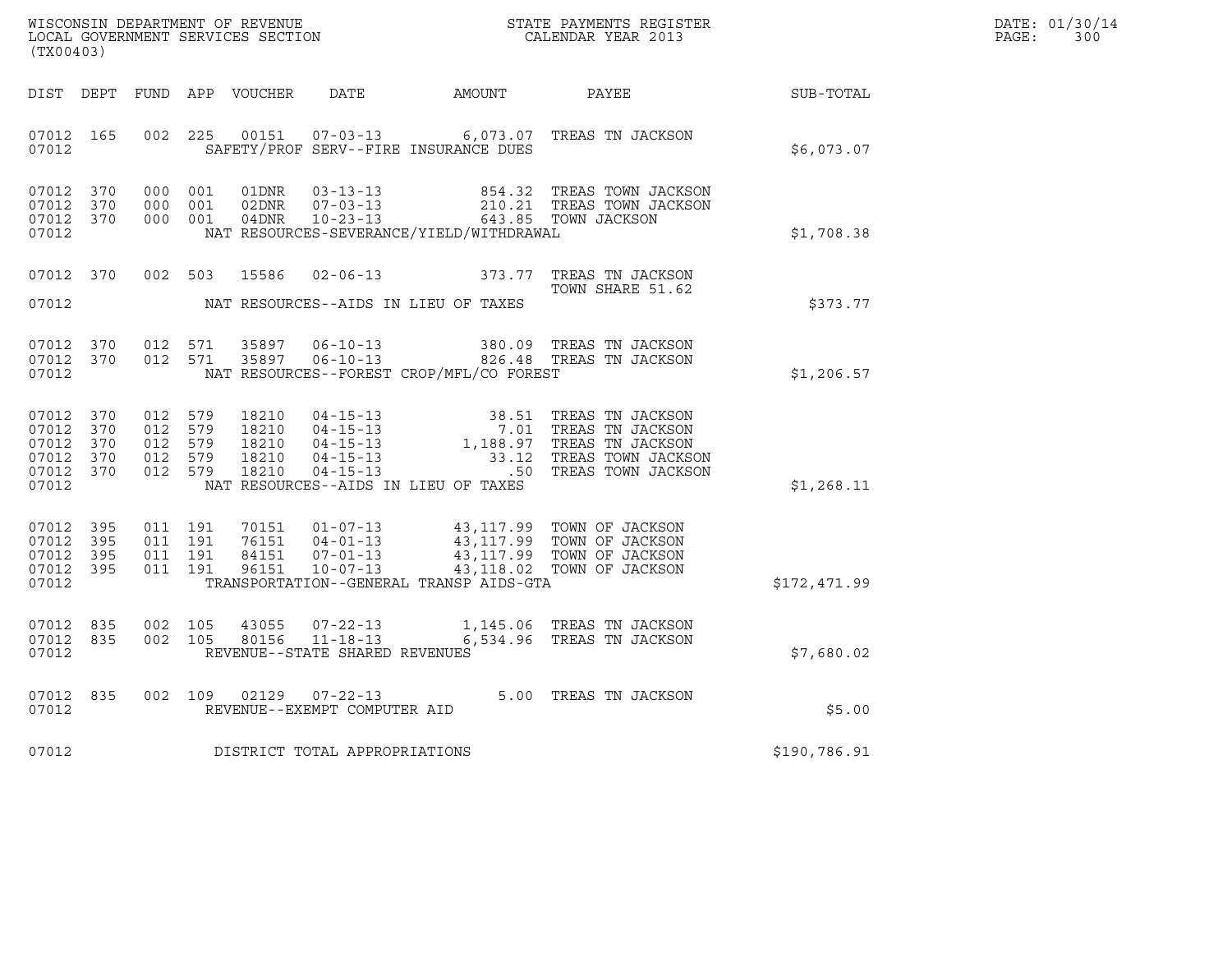WISCONSIN DEPARTMENT OF REVENUE
LOCAL GOVERNMENT SERVICES SECTION
(TX00403)

STATE PAYMENTS REGISTER
CALENDAR YEAR 2013

DATE: 01/30/14
PAGE: 300

| DIST | DEPT | FUND | APP | VOUCHER | DATE | AMOUNT | PAYEE | SUB-TOTAL |
|---|---|---|---|---|---|---|---|---|
| 07012 | 165 | 002 | 225 | 00151 | 07-03-13 | 6,073.07 | TREAS TN JACKSON | |
| 07012 | | | | | SAFETY/PROF SERV--FIRE INSURANCE DUES | | | $6,073.07 |
| 07012 | 370 | 000 | 001 | 01DNR | 03-13-13 | 854.32 | TREAS TOWN JACKSON | |
| 07012 | 370 | 000 | 001 | 02DNR | 07-03-13 | 210.21 | TREAS TOWN JACKSON | |
| 07012 | 370 | 000 | 001 | 04DNR | 10-23-13 | 643.85 | TOWN JACKSON | |
| 07012 | | | | | NAT RESOURCES-SEVERANCE/YIELD/WITHDRAWAL | | | $1,708.38 |
| 07012 | 370 | 002 | 503 | 15586 | 02-06-13 | 373.77 | TREAS TN JACKSON TOWN SHARE 51.62 | |
| 07012 | | | | | NAT RESOURCES--AIDS IN LIEU OF TAXES | | | $373.77 |
| 07012 | 370 | 012 | 571 | 35897 | 06-10-13 | 380.09 | TREAS TN JACKSON | |
| 07012 | 370 | 012 | 571 | 35897 | 06-10-13 | 826.48 | TREAS TN JACKSON | |
| 07012 | | | | | NAT RESOURCES--FOREST CROP/MFL/CO FOREST | | | $1,206.57 |
| 07012 | 370 | 012 | 579 | 18210 | 04-15-13 | 38.51 | TREAS TN JACKSON | |
| 07012 | 370 | 012 | 579 | 18210 | 04-15-13 | 7.01 | TREAS TN JACKSON | |
| 07012 | 370 | 012 | 579 | 18210 | 04-15-13 | 1,188.97 | TREAS TN JACKSON | |
| 07012 | 370 | 012 | 579 | 18210 | 04-15-13 | 33.12 | TREAS TOWN JACKSON | |
| 07012 | 370 | 012 | 579 | 18210 | 04-15-13 | .50 | TREAS TOWN JACKSON | |
| 07012 | | | | | NAT RESOURCES--AIDS IN LIEU OF TAXES | | | $1,268.11 |
| 07012 | 395 | 011 | 191 | 70151 | 01-07-13 | 43,117.99 | TOWN OF JACKSON | |
| 07012 | 395 | 011 | 191 | 76151 | 04-01-13 | 43,117.99 | TOWN OF JACKSON | |
| 07012 | 395 | 011 | 191 | 84151 | 07-01-13 | 43,117.99 | TOWN OF JACKSON | |
| 07012 | 395 | 011 | 191 | 96151 | 10-07-13 | 43,118.02 | TOWN OF JACKSON | |
| 07012 | | | | | TRANSPORTATION--GENERAL TRANSP AIDS-GTA | | | $172,471.99 |
| 07012 | 835 | 002 | 105 | 43055 | 07-22-13 | 1,145.06 | TREAS TN JACKSON | |
| 07012 | 835 | 002 | 105 | 80156 | 11-18-13 | 6,534.96 | TREAS TN JACKSON | |
| 07012 | | | | | REVENUE--STATE SHARED REVENUES | | | $7,680.02 |
| 07012 | 835 | 002 | 109 | 02129 | 07-22-13 | 5.00 | TREAS TN JACKSON | |
| 07012 | | | | | REVENUE--EXEMPT COMPUTER AID | | | $5.00 |
| 07012 | | | | | DISTRICT TOTAL APPROPRIATIONS | | | $190,786.91 |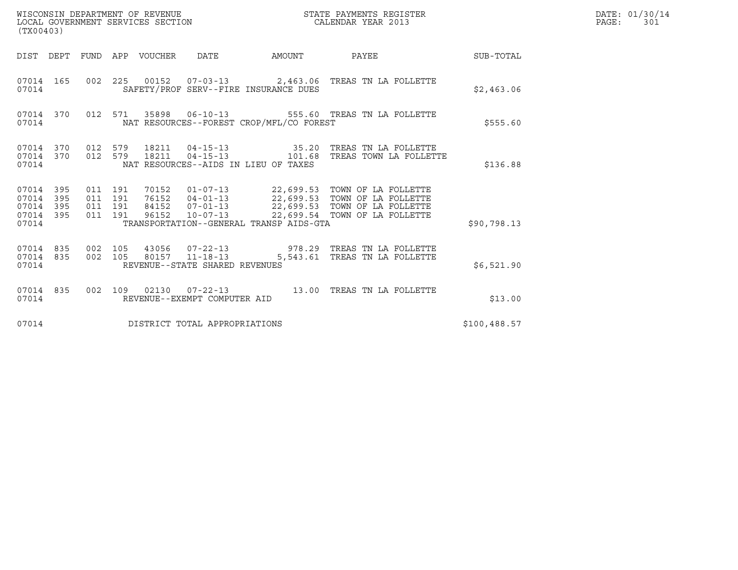WISCONSIN DEPARTMENT OF REVENUE
LOCAL GOVERNMENT SERVICES SECTION
(TX00403)

STATE PAYMENTS REGISTER
CALENDAR YEAR 2013

DATE: 01/30/14
PAGE: 301

| DIST | DEPT | FUND | APP | VOUCHER | DATE | AMOUNT | PAYEE | SUB-TOTAL |
|---|---|---|---|---|---|---|---|---|
| 07014 | 165 | 002 | 225 | 00152 | 07-03-13 | 2,463.06 | TREAS TN LA FOLLETTE | |
| 07014 | | | | SAFETY/PROF SERV--FIRE INSURANCE DUES | | | | $2,463.06 |
| 07014 | 370 | 012 | 571 | 35898 | 06-10-13 | 555.60 | TREAS TN LA FOLLETTE | |
| 07014 | | | | NAT RESOURCES--FOREST CROP/MFL/CO FOREST | | | | $555.60 |
| 07014 | 370 | 012 | 579 | 18211 | 04-15-13 | 35.20 | TREAS TN LA FOLLETTE | |
| 07014 | 370 | 012 | 579 | 18211 | 04-15-13 | 101.68 | TREAS TOWN LA FOLLETTE | |
| 07014 | | | | NAT RESOURCES--AIDS IN LIEU OF TAXES | | | | $136.88 |
| 07014 | 395 | 011 | 191 | 70152 | 01-07-13 | 22,699.53 | TOWN OF LA FOLLETTE | |
| 07014 | 395 | 011 | 191 | 76152 | 04-01-13 | 22,699.53 | TOWN OF LA FOLLETTE | |
| 07014 | 395 | 011 | 191 | 84152 | 07-01-13 | 22,699.53 | TOWN OF LA FOLLETTE | |
| 07014 | 395 | 011 | 191 | 96152 | 10-07-13 | 22,699.54 | TOWN OF LA FOLLETTE | |
| 07014 | | | | TRANSPORTATION--GENERAL TRANSP AIDS-GTA | | | | $90,798.13 |
| 07014 | 835 | 002 | 105 | 43056 | 07-22-13 | 978.29 | TREAS TN LA FOLLETTE | |
| 07014 | 835 | 002 | 105 | 80157 | 11-18-13 | 5,543.61 | TREAS TN LA FOLLETTE | |
| 07014 | | | | REVENUE--STATE SHARED REVENUES | | | | $6,521.90 |
| 07014 | 835 | 002 | 109 | 02130 | 07-22-13 | 13.00 | TREAS TN LA FOLLETTE | |
| 07014 | | | | REVENUE--EXEMPT COMPUTER AID | | | | $13.00 |
| 07014 | | | | DISTRICT TOTAL APPROPRIATIONS | | | | $100,488.57 |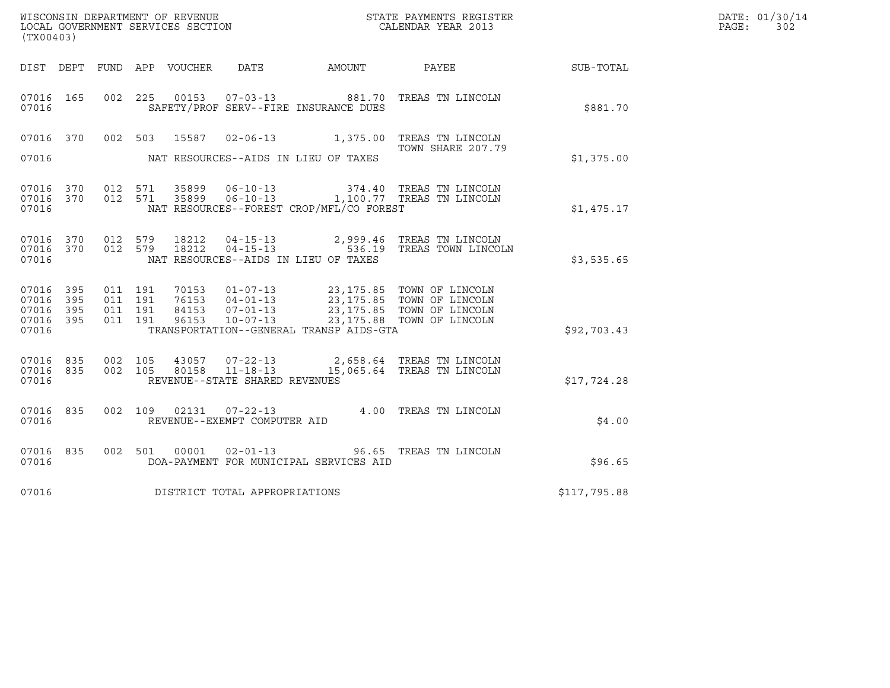WISCONSIN DEPARTMENT OF REVENUE
LOCAL GOVERNMENT SERVICES SECTION
(TX00403)

STATE PAYMENTS REGISTER
CALENDAR YEAR 2013

DATE: 01/30/14
PAGE: 302

| DIST | DEPT | FUND | APP | VOUCHER | DATE | AMOUNT | PAYEE | SUB-TOTAL |
|---|---|---|---|---|---|---|---|---|
| 07016 | 165 | 002 | 225 | 00153 | 07-03-13 | 881.70 | TREAS TN LINCOLN | |
| 07016 | | | | | SAFETY/PROF SERV--FIRE INSURANCE DUES | | | $881.70 |
| 07016 | 370 | 002 | 503 | 15587 | 02-06-13 | 1,375.00 | TREAS TN LINCOLN TOWN SHARE 207.79 | |
| 07016 | | | | | NAT RESOURCES--AIDS IN LIEU OF TAXES | | | $1,375.00 |
| 07016 | 370 | 012 | 571 | 35899 | 06-10-13 | 374.40 | TREAS TN LINCOLN | |
| 07016 | 370 | 012 | 571 | 35899 | 06-10-13 | 1,100.77 | TREAS TN LINCOLN | |
| 07016 | | | | | NAT RESOURCES--FOREST CROP/MFL/CO FOREST | | | $1,475.17 |
| 07016 | 370 | 012 | 579 | 18212 | 04-15-13 | 2,999.46 | TREAS TN LINCOLN | |
| 07016 | 370 | 012 | 579 | 18212 | 04-15-13 | 536.19 | TREAS TOWN LINCOLN | |
| 07016 | | | | | NAT RESOURCES--AIDS IN LIEU OF TAXES | | | $3,535.65 |
| 07016 | 395 | 011 | 191 | 70153 | 01-07-13 | 23,175.85 | TOWN OF LINCOLN | |
| 07016 | 395 | 011 | 191 | 76153 | 04-01-13 | 23,175.85 | TOWN OF LINCOLN | |
| 07016 | 395 | 011 | 191 | 84153 | 07-01-13 | 23,175.85 | TOWN OF LINCOLN | |
| 07016 | 395 | 011 | 191 | 96153 | 10-07-13 | 23,175.88 | TOWN OF LINCOLN | |
| 07016 | | | | | TRANSPORTATION--GENERAL TRANSP AIDS-GTA | | | $92,703.43 |
| 07016 | 835 | 002 | 105 | 43057 | 07-22-13 | 2,658.64 | TREAS TN LINCOLN | |
| 07016 | 835 | 002 | 105 | 80158 | 11-18-13 | 15,065.64 | TREAS TN LINCOLN | |
| 07016 | | | | | REVENUE--STATE SHARED REVENUES | | | $17,724.28 |
| 07016 | 835 | 002 | 109 | 02131 | 07-22-13 | 4.00 | TREAS TN LINCOLN | |
| 07016 | | | | | REVENUE--EXEMPT COMPUTER AID | | | $4.00 |
| 07016 | 835 | 002 | 501 | 00001 | 02-01-13 | 96.65 | TREAS TN LINCOLN | |
| 07016 | | | | | DOA-PAYMENT FOR MUNICIPAL SERVICES AID | | | $96.65 |
| 07016 | | | | | DISTRICT TOTAL APPROPRIATIONS | | | $117,795.88 |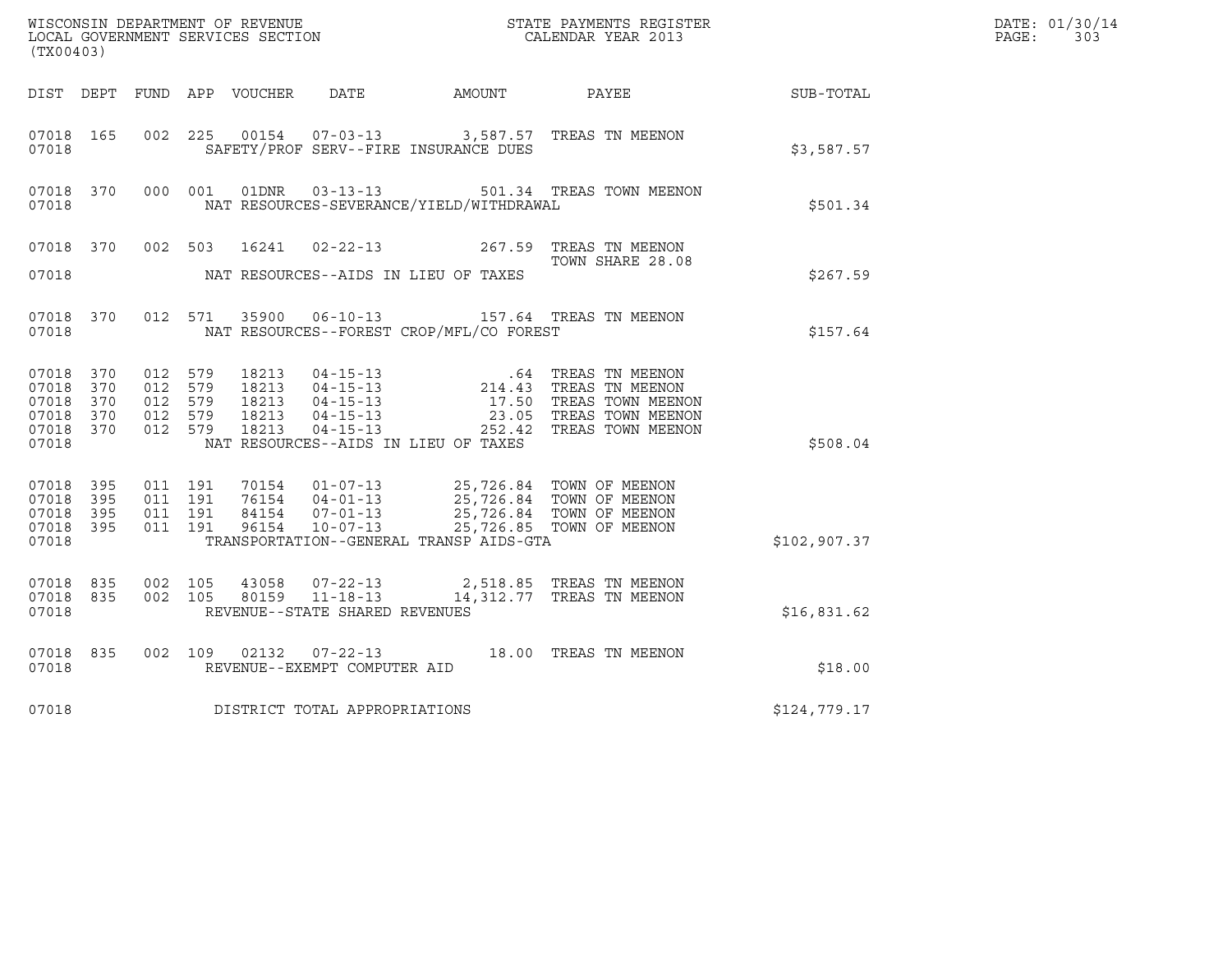WISCONSIN DEPARTMENT OF REVENUE
LOCAL GOVERNMENT SERVICES SECTION
(TX00403)

STATE PAYMENTS REGISTER
CALENDAR YEAR 2013

DATE: 01/30/14
PAGE: 303

| DIST | DEPT | FUND | APP | VOUCHER | DATE | AMOUNT | PAYEE | SUB-TOTAL |
|---|---|---|---|---|---|---|---|---|
| 07018 | 165 | 002 | 225 | 00154 | 07-03-13 | 3,587.57 | TREAS TN MEENON | |
| 07018 | | | | | SAFETY/PROF SERV--FIRE INSURANCE DUES | | | $3,587.57 |
| 07018 | 370 | 000 | 001 | 01DNR | 03-13-13 | 501.34 | TREAS TOWN MEENON | |
| 07018 | | | | | NAT RESOURCES-SEVERANCE/YIELD/WITHDRAWAL | | | $501.34 |
| 07018 | 370 | 002 | 503 | 16241 | 02-22-13 | 267.59 | TREAS TN MEENON TOWN SHARE 28.08 | |
| 07018 | | | | | NAT RESOURCES--AIDS IN LIEU OF TAXES | | | $267.59 |
| 07018 | 370 | 012 | 571 | 35900 | 06-10-13 | 157.64 | TREAS TN MEENON | |
| 07018 | | | | | NAT RESOURCES--FOREST CROP/MFL/CO FOREST | | | $157.64 |
| 07018 | 370 | 012 | 579 | 18213 | 04-15-13 | .64 | TREAS TN MEENON | |
| 07018 | 370 | 012 | 579 | 18213 | 04-15-13 | 214.43 | TREAS TN MEENON | |
| 07018 | 370 | 012 | 579 | 18213 | 04-15-13 | 17.50 | TREAS TOWN MEENON | |
| 07018 | 370 | 012 | 579 | 18213 | 04-15-13 | 23.05 | TREAS TOWN MEENON | |
| 07018 | 370 | 012 | 579 | 18213 | 04-15-13 | 252.42 | TREAS TOWN MEENON | |
| 07018 | | | | | NAT RESOURCES--AIDS IN LIEU OF TAXES | | | $508.04 |
| 07018 | 395 | 011 | 191 | 70154 | 01-07-13 | 25,726.84 | TOWN OF MEENON | |
| 07018 | 395 | 011 | 191 | 76154 | 04-01-13 | 25,726.84 | TOWN OF MEENON | |
| 07018 | 395 | 011 | 191 | 84154 | 07-01-13 | 25,726.84 | TOWN OF MEENON | |
| 07018 | 395 | 011 | 191 | 96154 | 10-07-13 | 25,726.85 | TOWN OF MEENON | |
| 07018 | | | | | TRANSPORTATION--GENERAL TRANSP AIDS-GTA | | | $102,907.37 |
| 07018 | 835 | 002 | 105 | 43058 | 07-22-13 | 2,518.85 | TREAS TN MEENON | |
| 07018 | 835 | 002 | 105 | 80159 | 11-18-13 | 14,312.77 | TREAS TN MEENON | |
| 07018 | | | | | REVENUE--STATE SHARED REVENUES | | | $16,831.62 |
| 07018 | 835 | 002 | 109 | 02132 | 07-22-13 | 18.00 | TREAS TN MEENON | |
| 07018 | | | | | REVENUE--EXEMPT COMPUTER AID | | | $18.00 |
| 07018 | | | | | DISTRICT TOTAL APPROPRIATIONS | | | $124,779.17 |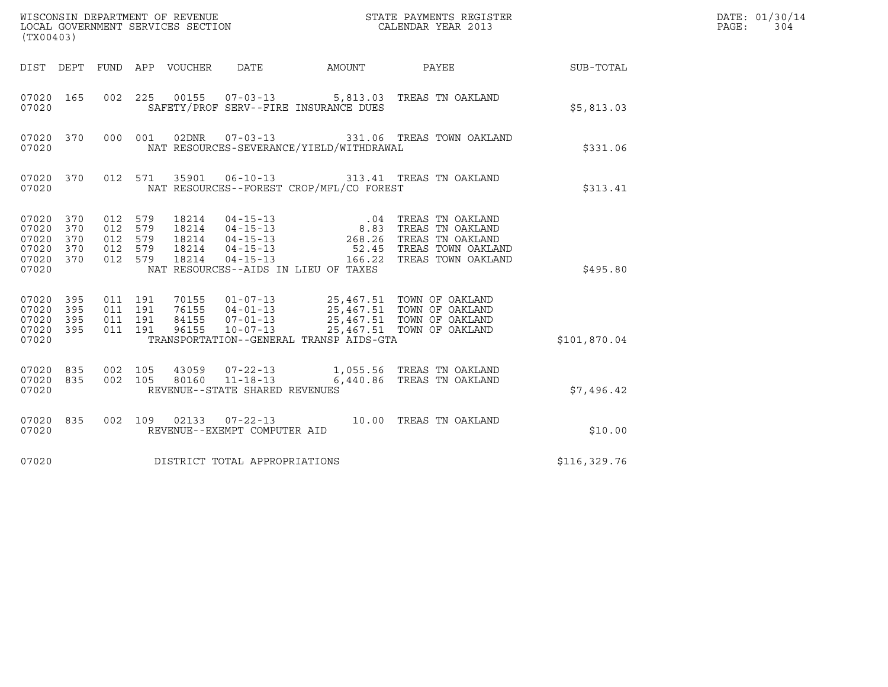WISCONSIN DEPARTMENT OF REVENUE
LOCAL GOVERNMENT SERVICES SECTION
(TX00403)

STATE PAYMENTS REGISTER
CALENDAR YEAR 2013

DATE: 01/30/14
PAGE: 304

| DIST | DEPT | FUND | APP | VOUCHER | DATE | AMOUNT | PAYEE | SUB-TOTAL |
|---|---|---|---|---|---|---|---|---|
| 07020 | 165 | 002 | 225 | 00155 | 07-03-13 | 5,813.03 | TREAS TN OAKLAND | |
| 07020 | | | | SAFETY/PROF SERV--FIRE INSURANCE DUES | | | | $5,813.03 |
| 07020 | 370 | 000 | 001 | 02DNR | 07-03-13 | 331.06 | TREAS TOWN OAKLAND | |
| 07020 | | | | NAT RESOURCES-SEVERANCE/YIELD/WITHDRAWAL | | | | $331.06 |
| 07020 | 370 | 012 | 571 | 35901 | 06-10-13 | 313.41 | TREAS TN OAKLAND | |
| 07020 | | | | NAT RESOURCES--FOREST CROP/MFL/CO FOREST | | | | $313.41 |
| 07020 | 370 | 012 | 579 | 18214 | 04-15-13 | .04 | TREAS TN OAKLAND | |
| 07020 | 370 | 012 | 579 | 18214 | 04-15-13 | 8.83 | TREAS TN OAKLAND | |
| 07020 | 370 | 012 | 579 | 18214 | 04-15-13 | 268.26 | TREAS TN OAKLAND | |
| 07020 | 370 | 012 | 579 | 18214 | 04-15-13 | 52.45 | TREAS TOWN OAKLAND | |
| 07020 | 370 | 012 | 579 | 18214 | 04-15-13 | 166.22 | TREAS TOWN OAKLAND | |
| 07020 | | | | NAT RESOURCES--AIDS IN LIEU OF TAXES | | | | $495.80 |
| 07020 | 395 | 011 | 191 | 70155 | 01-07-13 | 25,467.51 | TOWN OF OAKLAND | |
| 07020 | 395 | 011 | 191 | 76155 | 04-01-13 | 25,467.51 | TOWN OF OAKLAND | |
| 07020 | 395 | 011 | 191 | 84155 | 07-01-13 | 25,467.51 | TOWN OF OAKLAND | |
| 07020 | 395 | 011 | 191 | 96155 | 10-07-13 | 25,467.51 | TOWN OF OAKLAND | |
| 07020 | | | | TRANSPORTATION--GENERAL TRANSP AIDS-GTA | | | | $101,870.04 |
| 07020 | 835 | 002 | 105 | 43059 | 07-22-13 | 1,055.56 | TREAS TN OAKLAND | |
| 07020 | 835 | 002 | 105 | 80160 | 11-18-13 | 6,440.86 | TREAS TN OAKLAND | |
| 07020 | | | | REVENUE--STATE SHARED REVENUES | | | | $7,496.42 |
| 07020 | 835 | 002 | 109 | 02133 | 07-22-13 | 10.00 | TREAS TN OAKLAND | |
| 07020 | | | | REVENUE--EXEMPT COMPUTER AID | | | | $10.00 |
| 07020 | | | | DISTRICT TOTAL APPROPRIATIONS | | | | $116,329.76 |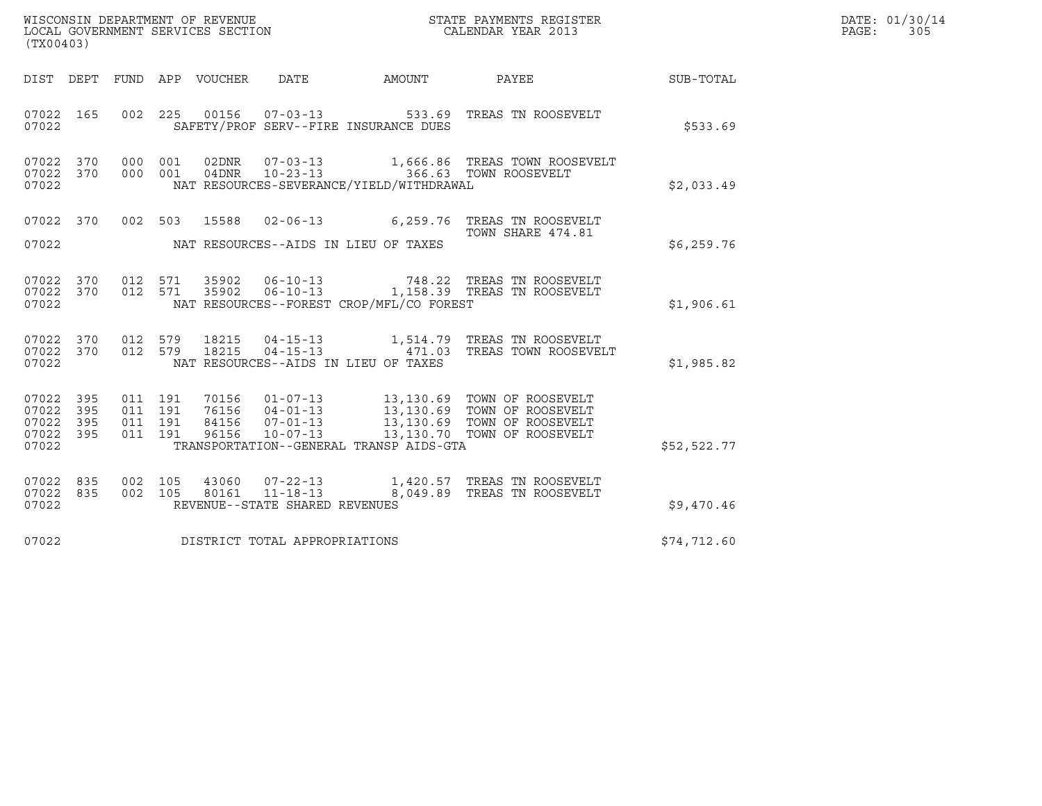WISCONSIN DEPARTMENT OF REVENUE
LOCAL GOVERNMENT SERVICES SECTION
(TX00403)

STATE PAYMENTS REGISTER
CALENDAR YEAR 2013

DATE: 01/30/14
PAGE: 305

| DIST | DEPT | FUND | APP | VOUCHER | DATE | AMOUNT | PAYEE | SUB-TOTAL |
|---|---|---|---|---|---|---|---|---|
| 07022 | 165 | 002 | 225 | 00156 | 07-03-13 | 533.69 | TREAS TN ROOSEVELT | |
| 07022 | | | | | SAFETY/PROF SERV--FIRE INSURANCE DUES | | | $533.69 |
| 07022 | 370 | 000 | 001 | 02DNR | 07-03-13 | 1,666.86 | TREAS TOWN ROOSEVELT | |
| 07022 | 370 | 000 | 001 | 04DNR | 10-23-13 | 366.63 | TOWN ROOSEVELT | |
| 07022 | | | | | NAT RESOURCES-SEVERANCE/YIELD/WITHDRAWAL | | | $2,033.49 |
| 07022 | 370 | 002 | 503 | 15588 | 02-06-13 | 6,259.76 | TREAS TN ROOSEVELT TOWN SHARE 474.81 | |
| 07022 | | | | | NAT RESOURCES--AIDS IN LIEU OF TAXES | | | $6,259.76 |
| 07022 | 370 | 012 | 571 | 35902 | 06-10-13 | 748.22 | TREAS TN ROOSEVELT | |
| 07022 | 370 | 012 | 571 | 35902 | 06-10-13 | 1,158.39 | TREAS TN ROOSEVELT | |
| 07022 | | | | | NAT RESOURCES--FOREST CROP/MFL/CO FOREST | | | $1,906.61 |
| 07022 | 370 | 012 | 579 | 18215 | 04-15-13 | 1,514.79 | TREAS TN ROOSEVELT | |
| 07022 | 370 | 012 | 579 | 18215 | 04-15-13 | 471.03 | TREAS TOWN ROOSEVELT | |
| 07022 | | | | | NAT RESOURCES--AIDS IN LIEU OF TAXES | | | $1,985.82 |
| 07022 | 395 | 011 | 191 | 70156 | 01-07-13 | 13,130.69 | TOWN OF ROOSEVELT | |
| 07022 | 395 | 011 | 191 | 76156 | 04-01-13 | 13,130.69 | TOWN OF ROOSEVELT | |
| 07022 | 395 | 011 | 191 | 84156 | 07-01-13 | 13,130.69 | TOWN OF ROOSEVELT | |
| 07022 | 395 | 011 | 191 | 96156 | 10-07-13 | 13,130.70 | TOWN OF ROOSEVELT | |
| 07022 | | | | | TRANSPORTATION--GENERAL TRANSP AIDS-GTA | | | $52,522.77 |
| 07022 | 835 | 002 | 105 | 43060 | 07-22-13 | 1,420.57 | TREAS TN ROOSEVELT | |
| 07022 | 835 | 002 | 105 | 80161 | 11-18-13 | 8,049.89 | TREAS TN ROOSEVELT | |
| 07022 | | | | | REVENUE--STATE SHARED REVENUES | | | $9,470.46 |
| 07022 | | | | | DISTRICT TOTAL APPROPRIATIONS | | | $74,712.60 |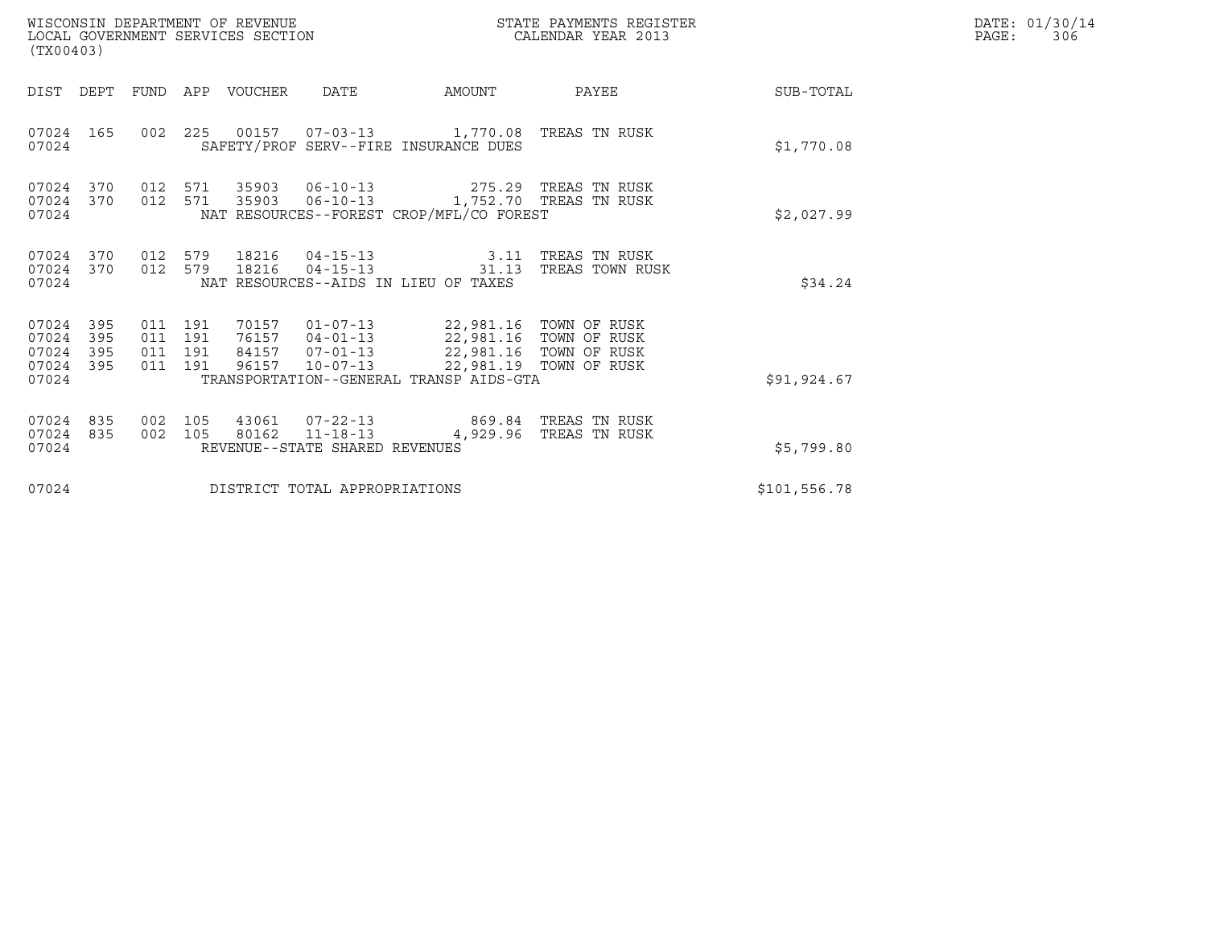WISCONSIN DEPARTMENT OF REVENUE
LOCAL GOVERNMENT SERVICES SECTION
(TX00403)

STATE PAYMENTS REGISTER
CALENDAR YEAR 2013

DATE: 01/30/14
PAGE: 306

| DIST | DEPT | FUND | APP | VOUCHER | DATE | AMOUNT | PAYEE | SUB-TOTAL |
|---|---|---|---|---|---|---|---|---|
| 07024 | 165 | 002 | 225 | 00157 | 07-03-13 | 1,770.08 | TREAS TN RUSK | |
| 07024 | | | | | SAFETY/PROF SERV--FIRE INSURANCE DUES | | | $1,770.08 |
| 07024 | 370 | 012 | 571 | 35903 | 06-10-13 | 275.29 | TREAS TN RUSK | |
| 07024 | 370 | 012 | 571 | 35903 | 06-10-13 | 1,752.70 | TREAS TN RUSK | |
| 07024 | | | | | NAT RESOURCES--FOREST CROP/MFL/CO FOREST | | | $2,027.99 |
| 07024 | 370 | 012 | 579 | 18216 | 04-15-13 | 3.11 | TREAS TN RUSK | |
| 07024 | 370 | 012 | 579 | 18216 | 04-15-13 | 31.13 | TREAS TOWN RUSK | |
| 07024 | | | | | NAT RESOURCES--AIDS IN LIEU OF TAXES | | | $34.24 |
| 07024 | 395 | 011 | 191 | 70157 | 01-07-13 | 22,981.16 | TOWN OF RUSK | |
| 07024 | 395 | 011 | 191 | 76157 | 04-01-13 | 22,981.16 | TOWN OF RUSK | |
| 07024 | 395 | 011 | 191 | 84157 | 07-01-13 | 22,981.16 | TOWN OF RUSK | |
| 07024 | 395 | 011 | 191 | 96157 | 10-07-13 | 22,981.19 | TOWN OF RUSK | |
| 07024 | | | | | TRANSPORTATION--GENERAL TRANSP AIDS-GTA | | | $91,924.67 |
| 07024 | 835 | 002 | 105 | 43061 | 07-22-13 | 869.84 | TREAS TN RUSK | |
| 07024 | 835 | 002 | 105 | 80162 | 11-18-13 | 4,929.96 | TREAS TN RUSK | |
| 07024 | | | | | REVENUE--STATE SHARED REVENUES | | | $5,799.80 |
| 07024 | | | | | DISTRICT TOTAL APPROPRIATIONS | | | $101,556.78 |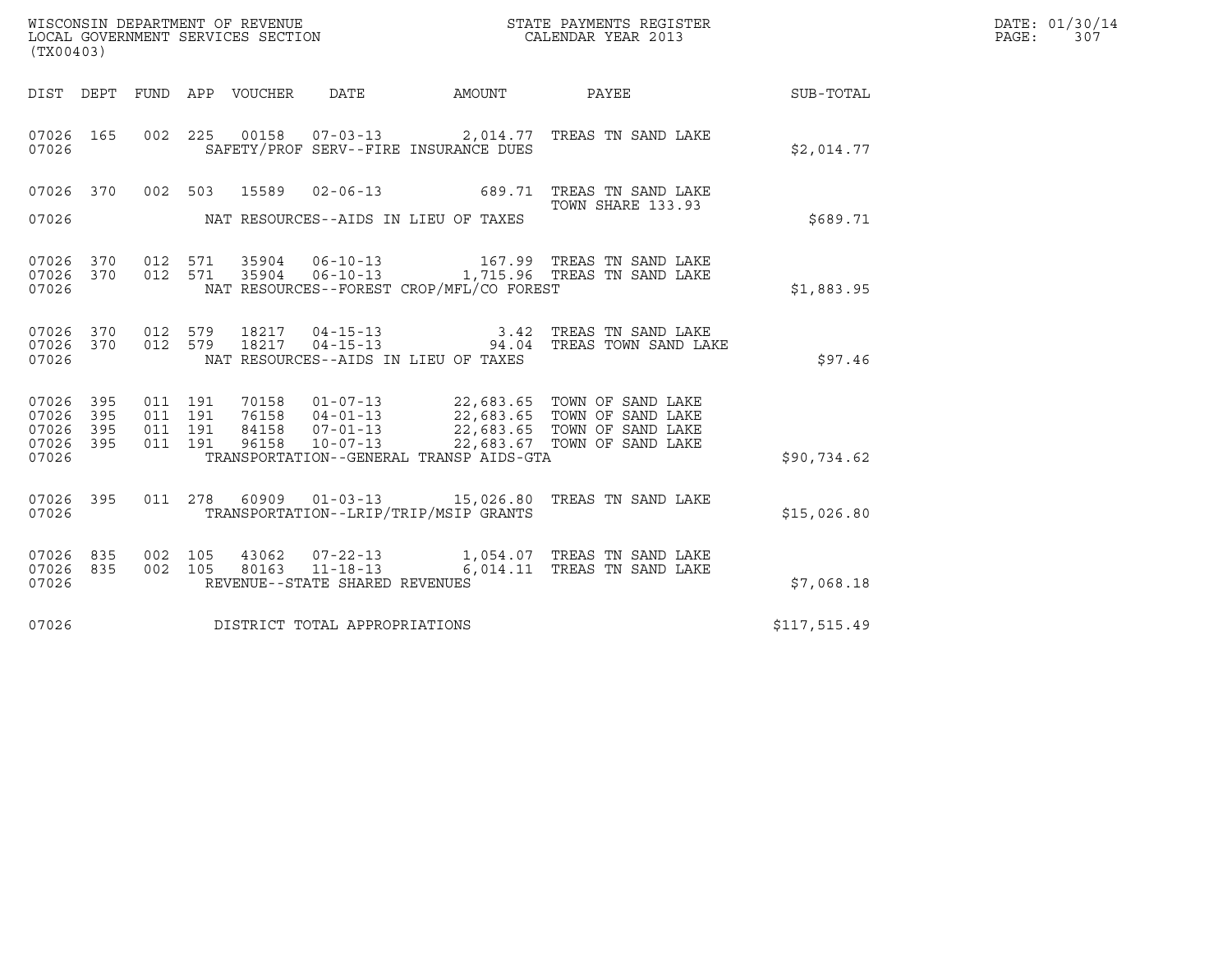WISCONSIN DEPARTMENT OF REVENUE
LOCAL GOVERNMENT SERVICES SECTION
(TX00403)

STATE PAYMENTS REGISTER
CALENDAR YEAR 2013

| DIST | DEPT | FUND | APP | VOUCHER | DATE | AMOUNT | PAYEE | SUB-TOTAL |
|---|---|---|---|---|---|---|---|---|
| 07026 | 165 | 002 | 225 | 00158 | 07-03-13 | 2,014.77 | TREAS TN SAND LAKE | |
| 07026 | | | | | SAFETY/PROF SERV--FIRE INSURANCE DUES | | | $2,014.77 |
| 07026 | 370 | 002 | 503 | 15589 | 02-06-13 | 689.71 | TREAS TN SAND LAKE TOWN SHARE 133.93 | |
| 07026 | | | | | NAT RESOURCES--AIDS IN LIEU OF TAXES | | | $689.71 |
| 07026 | 370 | 012 | 571 | 35904 | 06-10-13 | 167.99 | TREAS TN SAND LAKE | |
| 07026 | 370 | 012 | 571 | 35904 | 06-10-13 | 1,715.96 | TREAS TN SAND LAKE | |
| 07026 | | | | | NAT RESOURCES--FOREST CROP/MFL/CO FOREST | | | $1,883.95 |
| 07026 | 370 | 012 | 579 | 18217 | 04-15-13 | 3.42 | TREAS TN SAND LAKE | |
| 07026 | 370 | 012 | 579 | 18217 | 04-15-13 | 94.04 | TREAS TOWN SAND LAKE | |
| 07026 | | | | | NAT RESOURCES--AIDS IN LIEU OF TAXES | | | $97.46 |
| 07026 | 395 | 011 | 191 | 70158 | 01-07-13 | 22,683.65 | TOWN OF SAND LAKE | |
| 07026 | 395 | 011 | 191 | 76158 | 04-01-13 | 22,683.65 | TOWN OF SAND LAKE | |
| 07026 | 395 | 011 | 191 | 84158 | 07-01-13 | 22,683.65 | TOWN OF SAND LAKE | |
| 07026 | 395 | 011 | 191 | 96158 | 10-07-13 | 22,683.67 | TOWN OF SAND LAKE | |
| 07026 | | | | | TRANSPORTATION--GENERAL TRANSP AIDS-GTA | | | $90,734.62 |
| 07026 | 395 | 011 | 278 | 60909 | 01-03-13 | 15,026.80 | TREAS TN SAND LAKE | |
| 07026 | | | | | TRANSPORTATION--LRIP/TRIP/MSIP GRANTS | | | $15,026.80 |
| 07026 | 835 | 002 | 105 | 43062 | 07-22-13 | 1,054.07 | TREAS TN SAND LAKE | |
| 07026 | 835 | 002 | 105 | 80163 | 11-18-13 | 6,014.11 | TREAS TN SAND LAKE | |
| 07026 | | | | | REVENUE--STATE SHARED REVENUES | | | $7,068.18 |
| 07026 | | | | | DISTRICT TOTAL APPROPRIATIONS | | | $117,515.49 |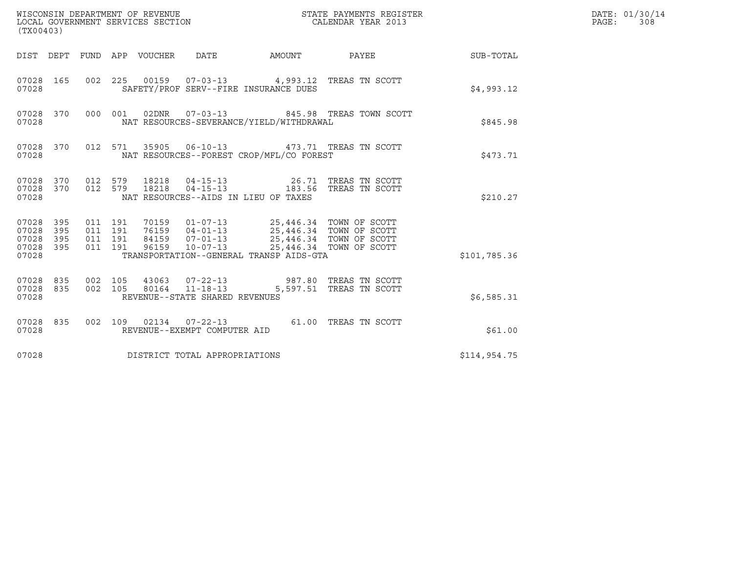WISCONSIN DEPARTMENT OF REVENUE
LOCAL GOVERNMENT SERVICES SECTION
(TX00403)

STATE PAYMENTS REGISTER
CALENDAR YEAR 2013

DATE: 01/30/14
PAGE: 308

| DIST | DEPT | FUND | APP | VOUCHER | DATE | AMOUNT | PAYEE | SUB-TOTAL |
|---|---|---|---|---|---|---|---|---|
| 07028 | 165 | 002 | 225 | 00159 | 07-03-13 | 4,993.12 | TREAS TN SCOTT | |
| 07028 | | | | SAFETY/PROF SERV--FIRE INSURANCE DUES | | | | $4,993.12 |
| 07028 | 370 | 000 | 001 | 02DNR | 07-03-13 | 845.98 | TREAS TOWN SCOTT | |
| 07028 | | | | NAT RESOURCES-SEVERANCE/YIELD/WITHDRAWAL | | | | $845.98 |
| 07028 | 370 | 012 | 571 | 35905 | 06-10-13 | 473.71 | TREAS TN SCOTT | |
| 07028 | | | | NAT RESOURCES--FOREST CROP/MFL/CO FOREST | | | | $473.71 |
| 07028 | 370 | 012 | 579 | 18218 | 04-15-13 | 26.71 | TREAS TN SCOTT | |
| 07028 | 370 | 012 | 579 | 18218 | 04-15-13 | 183.56 | TREAS TN SCOTT | |
| 07028 | | | | NAT RESOURCES--AIDS IN LIEU OF TAXES | | | | $210.27 |
| 07028 | 395 | 011 | 191 | 70159 | 01-07-13 | 25,446.34 | TOWN OF SCOTT | |
| 07028 | 395 | 011 | 191 | 76159 | 04-01-13 | 25,446.34 | TOWN OF SCOTT | |
| 07028 | 395 | 011 | 191 | 84159 | 07-01-13 | 25,446.34 | TOWN OF SCOTT | |
| 07028 | 395 | 011 | 191 | 96159 | 10-07-13 | 25,446.34 | TOWN OF SCOTT | |
| 07028 | | | | TRANSPORTATION--GENERAL TRANSP AIDS-GTA | | | | $101,785.36 |
| 07028 | 835 | 002 | 105 | 43063 | 07-22-13 | 987.80 | TREAS TN SCOTT | |
| 07028 | 835 | 002 | 105 | 80164 | 11-18-13 | 5,597.51 | TREAS TN SCOTT | |
| 07028 | | | | REVENUE--STATE SHARED REVENUES | | | | $6,585.31 |
| 07028 | 835 | 002 | 109 | 02134 | 07-22-13 | 61.00 | TREAS TN SCOTT | |
| 07028 | | | | REVENUE--EXEMPT COMPUTER AID | | | | $61.00 |
| 07028 | | | | DISTRICT TOTAL APPROPRIATIONS | | | | $114,954.75 |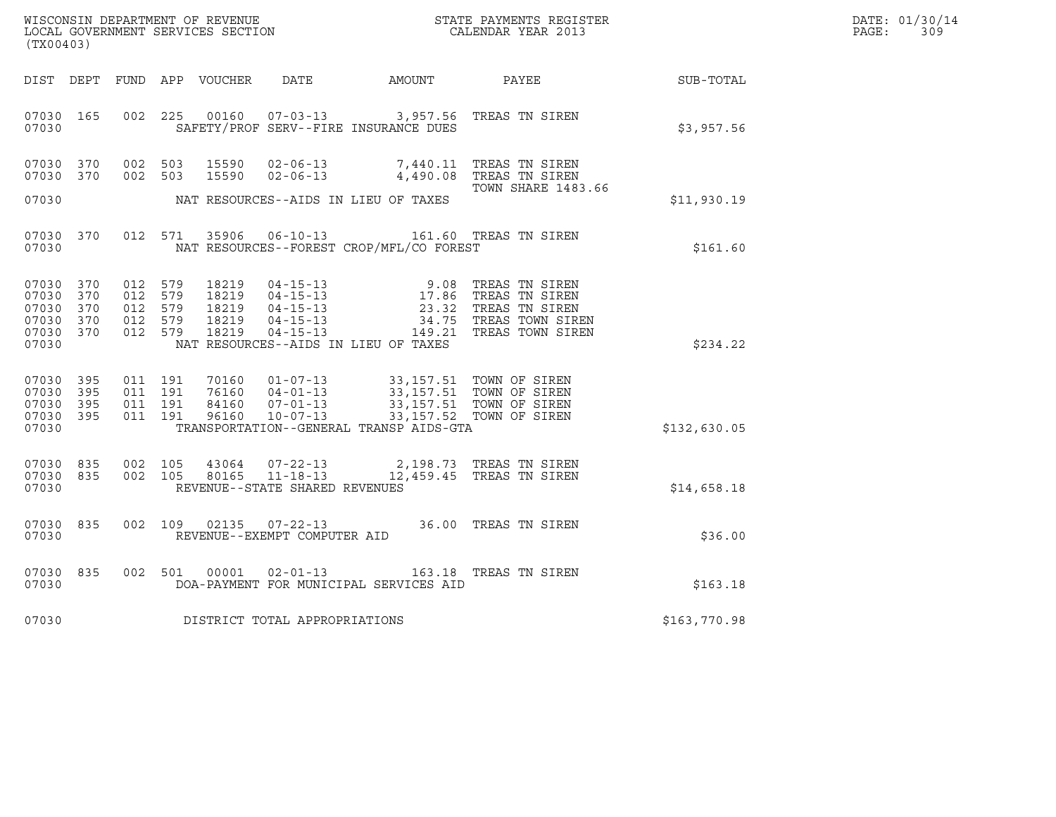WISCONSIN DEPARTMENT OF REVENUE
LOCAL GOVERNMENT SERVICES SECTION
(TX00403)

STATE PAYMENTS REGISTER
CALENDAR YEAR 2013

DATE: 01/30/14
PAGE: 309

| DIST | DEPT | FUND | APP | VOUCHER | DATE | AMOUNT | PAYEE | SUB-TOTAL |
|---|---|---|---|---|---|---|---|---|
| 07030 | 165 | 002 | 225 | 00160 | 07-03-13 | 3,957.56 | TREAS TN SIREN | |
| 07030 | | | | | SAFETY/PROF SERV--FIRE INSURANCE DUES | | | $3,957.56 |
| 07030 | 370 | 002 | 503 | 15590 | 02-06-13 | 7,440.11 | TREAS TN SIREN | |
| 07030 | 370 | 002 | 503 | 15590 | 02-06-13 | 4,490.08 | TREAS TN SIREN | |
| | | | | | | | TOWN SHARE 1483.66 | |
| 07030 | | | | | NAT RESOURCES--AIDS IN LIEU OF TAXES | | | $11,930.19 |
| 07030 | 370 | 012 | 571 | 35906 | 06-10-13 | 161.60 | TREAS TN SIREN | |
| 07030 | | | | | NAT RESOURCES--FOREST CROP/MFL/CO FOREST | | | $161.60 |
| 07030 | 370 | 012 | 579 | 18219 | 04-15-13 | 9.08 | TREAS TN SIREN | |
| 07030 | 370 | 012 | 579 | 18219 | 04-15-13 | 17.86 | TREAS TN SIREN | |
| 07030 | 370 | 012 | 579 | 18219 | 04-15-13 | 23.32 | TREAS TN SIREN | |
| 07030 | 370 | 012 | 579 | 18219 | 04-15-13 | 34.75 | TREAS TOWN SIREN | |
| 07030 | 370 | 012 | 579 | 18219 | 04-15-13 | 149.21 | TREAS TOWN SIREN | |
| 07030 | | | | | NAT RESOURCES--AIDS IN LIEU OF TAXES | | | $234.22 |
| 07030 | 395 | 011 | 191 | 70160 | 01-07-13 | 33,157.51 | TOWN OF SIREN | |
| 07030 | 395 | 011 | 191 | 76160 | 04-01-13 | 33,157.51 | TOWN OF SIREN | |
| 07030 | 395 | 011 | 191 | 84160 | 07-01-13 | 33,157.51 | TOWN OF SIREN | |
| 07030 | 395 | 011 | 191 | 96160 | 10-07-13 | 33,157.52 | TOWN OF SIREN | |
| 07030 | | | | | TRANSPORTATION--GENERAL TRANSP AIDS-GTA | | | $132,630.05 |
| 07030 | 835 | 002 | 105 | 43064 | 07-22-13 | 2,198.73 | TREAS TN SIREN | |
| 07030 | 835 | 002 | 105 | 80165 | 11-18-13 | 12,459.45 | TREAS TN SIREN | |
| 07030 | | | | | REVENUE--STATE SHARED REVENUES | | | $14,658.18 |
| 07030 | 835 | 002 | 109 | 02135 | 07-22-13 | 36.00 | TREAS TN SIREN | |
| 07030 | | | | | REVENUE--EXEMPT COMPUTER AID | | | $36.00 |
| 07030 | 835 | 002 | 501 | 00001 | 02-01-13 | 163.18 | TREAS TN SIREN | |
| 07030 | | | | | DOA-PAYMENT FOR MUNICIPAL SERVICES AID | | | $163.18 |
| 07030 | | | | | DISTRICT TOTAL APPROPRIATIONS | | | $163,770.98 |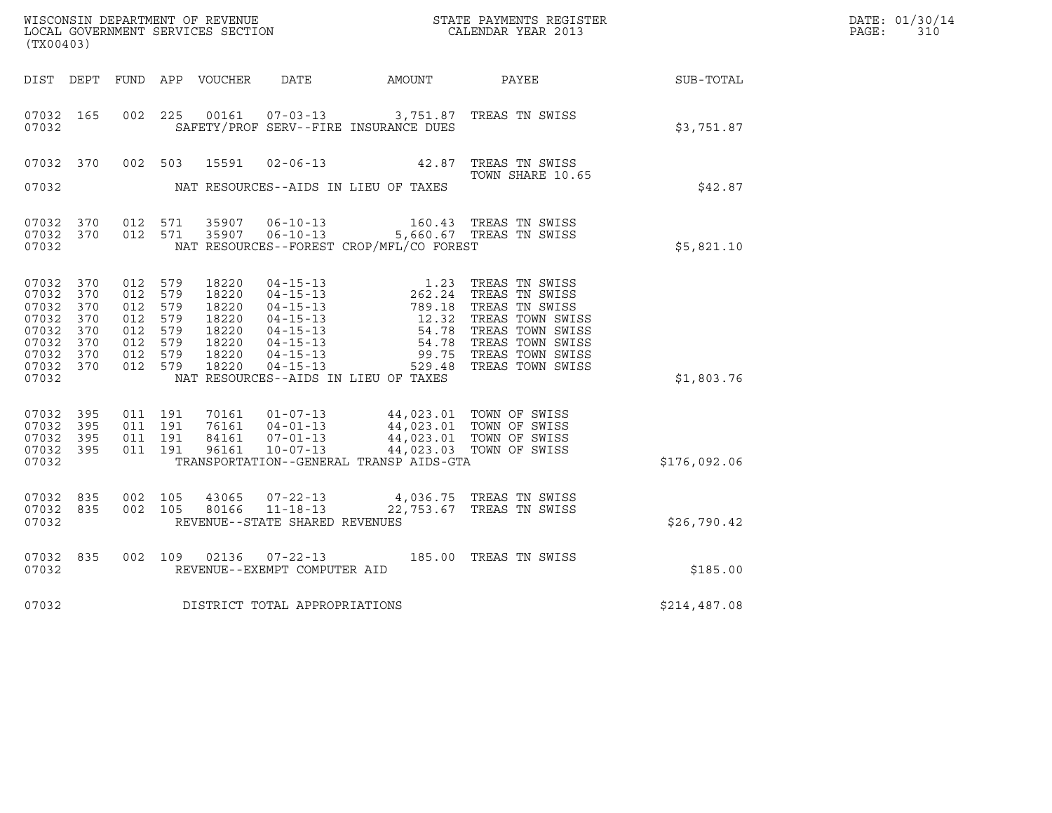WISCONSIN DEPARTMENT OF REVENUE
LOCAL GOVERNMENT SERVICES SECTION
(TX00403)

STATE PAYMENTS REGISTER
CALENDAR YEAR 2013

DATE: 01/30/14
PAGE: 310

| DIST | DEPT | FUND | APP | VOUCHER | DATE | AMOUNT | PAYEE | SUB-TOTAL |
|---|---|---|---|---|---|---|---|---|
| 07032 | 165 | 002 | 225 | 00161 | 07-03-13 | 3,751.87 | TREAS TN SWISS | |
| 07032 | | | | SAFETY/PROF SERV--FIRE INSURANCE DUES | | | | $3,751.87 |
| 07032 | 370 | 002 | 503 | 15591 | 02-06-13 | 42.87 | TREAS TN SWISS TOWN SHARE 10.65 | |
| 07032 | | | | NAT RESOURCES--AIDS IN LIEU OF TAXES | | | | $42.87 |
| 07032 | 370 | 012 | 571 | 35907 | 06-10-13 | 160.43 | TREAS TN SWISS | |
| 07032 | 370 | 012 | 571 | 35907 | 06-10-13 | 5,660.67 | TREAS TN SWISS | |
| 07032 | | | | NAT RESOURCES--FOREST CROP/MFL/CO FOREST | | | | $5,821.10 |
| 07032 | 370 | 012 | 579 | 18220 | 04-15-13 | 1.23 | TREAS TN SWISS | |
| 07032 | 370 | 012 | 579 | 18220 | 04-15-13 | 262.24 | TREAS TN SWISS | |
| 07032 | 370 | 012 | 579 | 18220 | 04-15-13 | 789.18 | TREAS TN SWISS | |
| 07032 | 370 | 012 | 579 | 18220 | 04-15-13 | 12.32 | TREAS TOWN SWISS | |
| 07032 | 370 | 012 | 579 | 18220 | 04-15-13 | 54.78 | TREAS TOWN SWISS | |
| 07032 | 370 | 012 | 579 | 18220 | 04-15-13 | 54.78 | TREAS TOWN SWISS | |
| 07032 | 370 | 012 | 579 | 18220 | 04-15-13 | 99.75 | TREAS TOWN SWISS | |
| 07032 | 370 | 012 | 579 | 18220 | 04-15-13 | 529.48 | TREAS TOWN SWISS | |
| 07032 | | | | NAT RESOURCES--AIDS IN LIEU OF TAXES | | | | $1,803.76 |
| 07032 | 395 | 011 | 191 | 70161 | 01-07-13 | 44,023.01 | TOWN OF SWISS | |
| 07032 | 395 | 011 | 191 | 76161 | 04-01-13 | 44,023.01 | TOWN OF SWISS | |
| 07032 | 395 | 011 | 191 | 84161 | 07-01-13 | 44,023.01 | TOWN OF SWISS | |
| 07032 | 395 | 011 | 191 | 96161 | 10-07-13 | 44,023.03 | TOWN OF SWISS | |
| 07032 | | | | TRANSPORTATION--GENERAL TRANSP AIDS-GTA | | | | $176,092.06 |
| 07032 | 835 | 002 | 105 | 43065 | 07-22-13 | 4,036.75 | TREAS TN SWISS | |
| 07032 | 835 | 002 | 105 | 80166 | 11-18-13 | 22,753.67 | TREAS TN SWISS | |
| 07032 | | | | REVENUE--STATE SHARED REVENUES | | | | $26,790.42 |
| 07032 | 835 | 002 | 109 | 02136 | 07-22-13 | 185.00 | TREAS TN SWISS | |
| 07032 | | | | REVENUE--EXEMPT COMPUTER AID | | | | $185.00 |
| 07032 | | | | DISTRICT TOTAL APPROPRIATIONS | | | | $214,487.08 |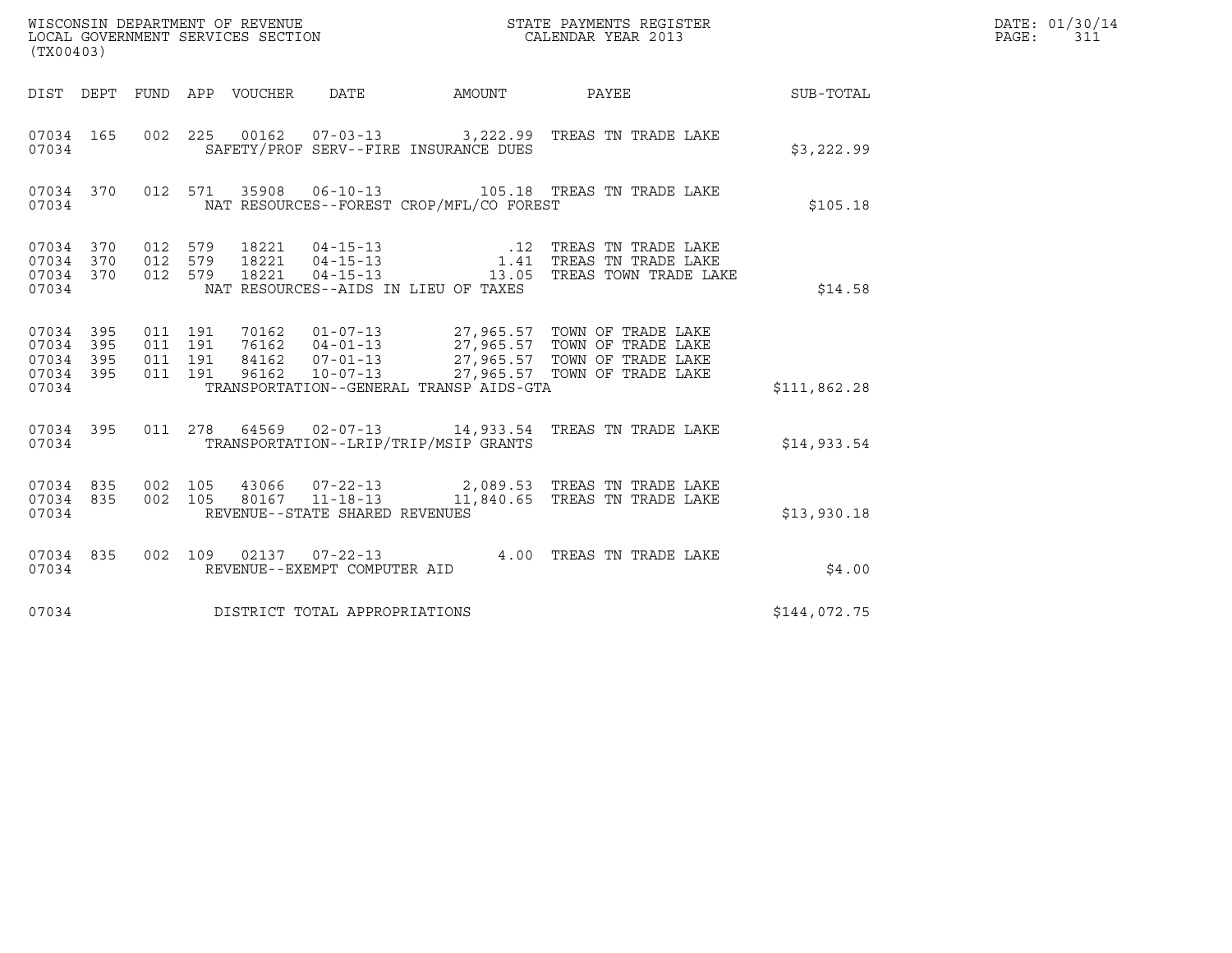WISCONSIN DEPARTMENT OF REVENUE
LOCAL GOVERNMENT SERVICES SECTION
(TX00403)

STATE PAYMENTS REGISTER
CALENDAR YEAR 2013

DATE: 01/30/14
PAGE: 311

| DIST | DEPT | FUND | APP | VOUCHER | DATE | AMOUNT | PAYEE | SUB-TOTAL |
|---|---|---|---|---|---|---|---|---|
| 07034 | 165 | 002 | 225 | 00162 | 07-03-13 | 3,222.99 | TREAS TN TRADE LAKE | |
| 07034 | | | | | SAFETY/PROF SERV--FIRE INSURANCE DUES | | | $3,222.99 |
| 07034 | 370 | 012 | 571 | 35908 | 06-10-13 | 105.18 | TREAS TN TRADE LAKE | |
| 07034 | | | | | NAT RESOURCES--FOREST CROP/MFL/CO FOREST | | | $105.18 |
| 07034 | 370 | 012 | 579 | 18221 | 04-15-13 | .12 | TREAS TN TRADE LAKE | |
| 07034 | 370 | 012 | 579 | 18221 | 04-15-13 | 1.41 | TREAS TN TRADE LAKE | |
| 07034 | 370 | 012 | 579 | 18221 | 04-15-13 | 13.05 | TREAS TOWN TRADE LAKE | |
| 07034 | | | | | NAT RESOURCES--AIDS IN LIEU OF TAXES | | | $14.58 |
| 07034 | 395 | 011 | 191 | 70162 | 01-07-13 | 27,965.57 | TOWN OF TRADE LAKE | |
| 07034 | 395 | 011 | 191 | 76162 | 04-01-13 | 27,965.57 | TOWN OF TRADE LAKE | |
| 07034 | 395 | 011 | 191 | 84162 | 07-01-13 | 27,965.57 | TOWN OF TRADE LAKE | |
| 07034 | 395 | 011 | 191 | 96162 | 10-07-13 | 27,965.57 | TOWN OF TRADE LAKE | |
| 07034 | | | | | TRANSPORTATION--GENERAL TRANSP AIDS-GTA | | | $111,862.28 |
| 07034 | 395 | 011 | 278 | 64569 | 02-07-13 | 14,933.54 | TREAS TN TRADE LAKE | |
| 07034 | | | | | TRANSPORTATION--LRIP/TRIP/MSIP GRANTS | | | $14,933.54 |
| 07034 | 835 | 002 | 105 | 43066 | 07-22-13 | 2,089.53 | TREAS TN TRADE LAKE | |
| 07034 | 835 | 002 | 105 | 80167 | 11-18-13 | 11,840.65 | TREAS TN TRADE LAKE | |
| 07034 | | | | | REVENUE--STATE SHARED REVENUES | | | $13,930.18 |
| 07034 | 835 | 002 | 109 | 02137 | 07-22-13 | 4.00 | TREAS TN TRADE LAKE | |
| 07034 | | | | | REVENUE--EXEMPT COMPUTER AID | | | $4.00 |
| 07034 | | | | | DISTRICT TOTAL APPROPRIATIONS | | | $144,072.75 |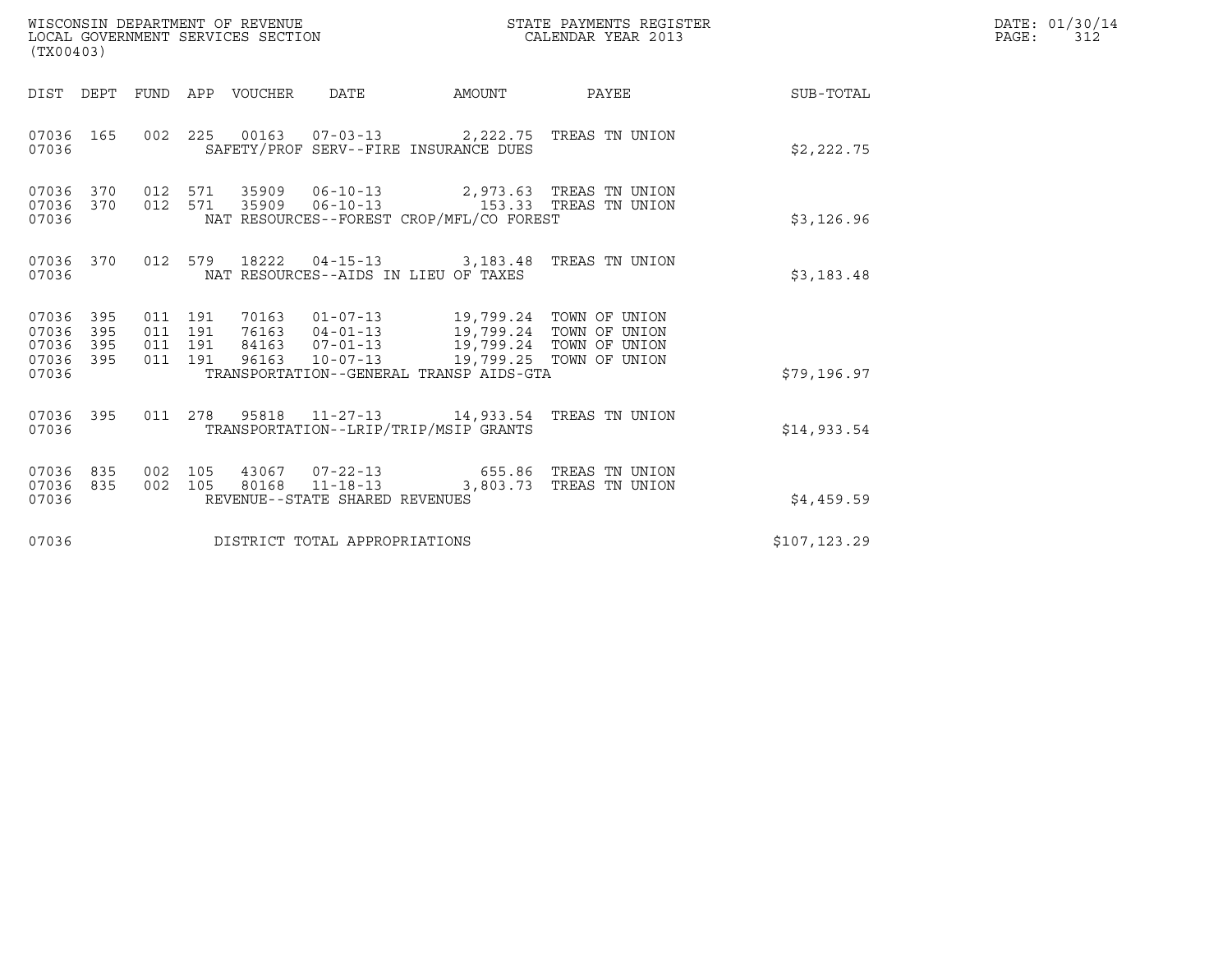WISCONSIN DEPARTMENT OF REVENUE
LOCAL GOVERNMENT SERVICES SECTION
(TX00403)

STATE PAYMENTS REGISTER
CALENDAR YEAR 2013

DATE: 01/30/14
PAGE: 312

| DIST | DEPT | FUND | APP | VOUCHER | DATE | AMOUNT | PAYEE | SUB-TOTAL |
|---|---|---|---|---|---|---|---|---|
| 07036 | 165 | 002 | 225 | 00163 | 07-03-13 | 2,222.75 | TREAS TN UNION | |
| 07036 | | | | SAFETY/PROF SERV--FIRE INSURANCE DUES | | | | $2,222.75 |
| 07036 | 370 | 012 | 571 | 35909 | 06-10-13 | 2,973.63 | TREAS TN UNION | |
| 07036 | 370 | 012 | 571 | 35909 | 06-10-13 | 153.33 | TREAS TN UNION | |
| 07036 | | | | NAT RESOURCES--FOREST CROP/MFL/CO FOREST | | | | $3,126.96 |
| 07036 | 370 | 012 | 579 | 18222 | 04-15-13 | 3,183.48 | TREAS TN UNION | |
| 07036 | | | | NAT RESOURCES--AIDS IN LIEU OF TAXES | | | | $3,183.48 |
| 07036 | 395 | 011 | 191 | 70163 | 01-07-13 | 19,799.24 | TOWN OF UNION | |
| 07036 | 395 | 011 | 191 | 76163 | 04-01-13 | 19,799.24 | TOWN OF UNION | |
| 07036 | 395 | 011 | 191 | 84163 | 07-01-13 | 19,799.24 | TOWN OF UNION | |
| 07036 | 395 | 011 | 191 | 96163 | 10-07-13 | 19,799.25 | TOWN OF UNION | |
| 07036 | | | | TRANSPORTATION--GENERAL TRANSP AIDS-GTA | | | | $79,196.97 |
| 07036 | 395 | 011 | 278 | 95818 | 11-27-13 | 14,933.54 | TREAS TN UNION | |
| 07036 | | | | TRANSPORTATION--LRIP/TRIP/MSIP GRANTS | | | | $14,933.54 |
| 07036 | 835 | 002 | 105 | 43067 | 07-22-13 | 655.86 | TREAS TN UNION | |
| 07036 | 835 | 002 | 105 | 80168 | 11-18-13 | 3,803.73 | TREAS TN UNION | |
| 07036 | | | | REVENUE--STATE SHARED REVENUES | | | | $4,459.59 |
| 07036 | | | | DISTRICT TOTAL APPROPRIATIONS | | | | $107,123.29 |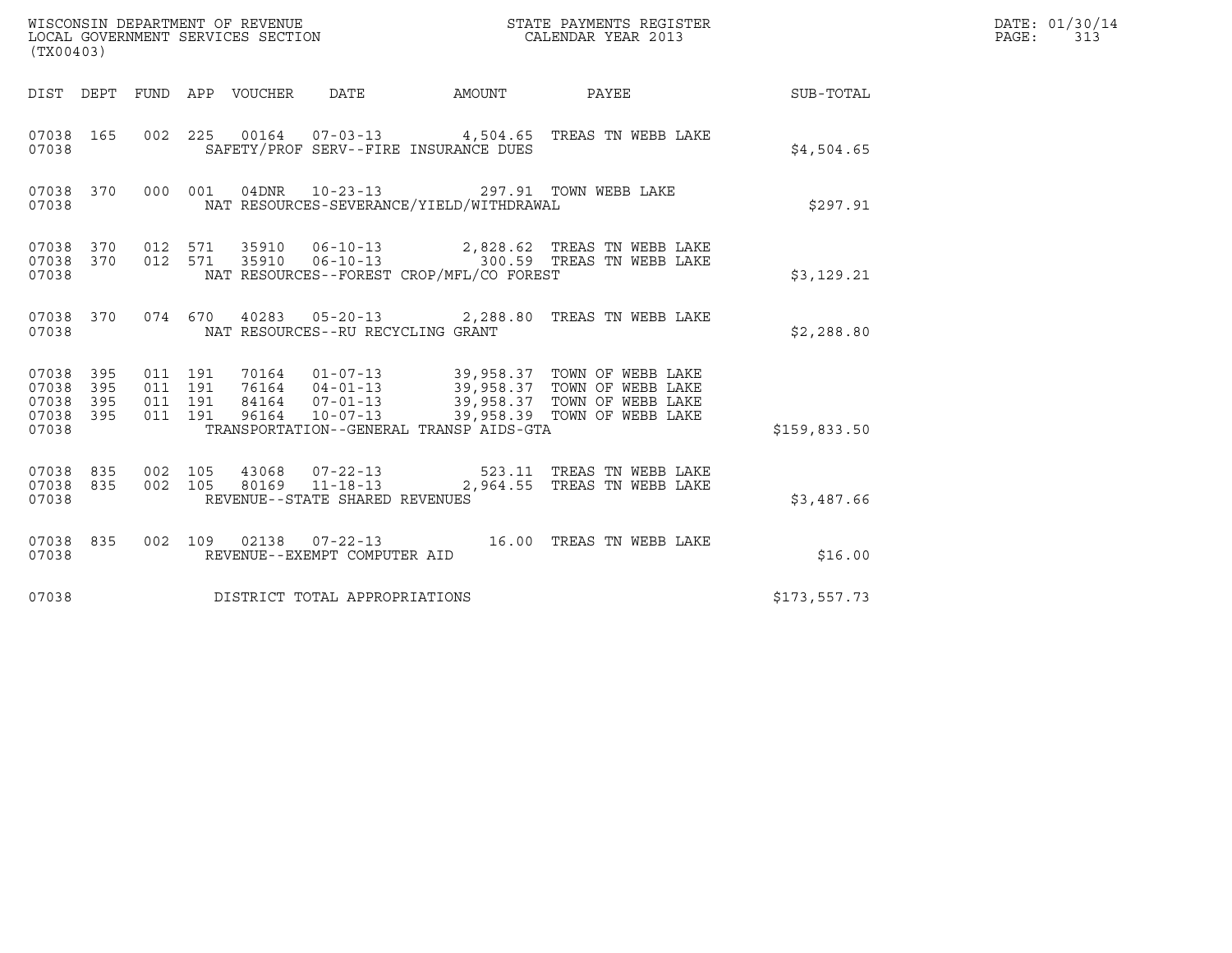WISCONSIN DEPARTMENT OF REVENUE
LOCAL GOVERNMENT SERVICES SECTION
(TX00403)

STATE PAYMENTS REGISTER
CALENDAR YEAR 2013

DATE: 01/30/14
PAGE: 313

| DIST | DEPT | FUND | APP | VOUCHER | DATE | AMOUNT | PAYEE | SUB-TOTAL |
|---|---|---|---|---|---|---|---|---|
| 07038 | 165 | 002 | 225 | 00164 | 07-03-13 | 4,504.65 | TREAS TN WEBB LAKE | |
| 07038 | | | | SAFETY/PROF SERV--FIRE INSURANCE DUES | | | | $4,504.65 |
| 07038 | 370 | 000 | 001 | 04DNR | 10-23-13 | 297.91 | TOWN WEBB LAKE | |
| 07038 | | | | NAT RESOURCES-SEVERANCE/YIELD/WITHDRAWAL | | | | $297.91 |
| 07038 | 370 | 012 | 571 | 35910 | 06-10-13 | 2,828.62 | TREAS TN WEBB LAKE | |
| 07038 | 370 | 012 | 571 | 35910 | 06-10-13 | 300.59 | TREAS TN WEBB LAKE | |
| 07038 | | | | NAT RESOURCES--FOREST CROP/MFL/CO FOREST | | | | $3,129.21 |
| 07038 | 370 | 074 | 670 | 40283 | 05-20-13 | 2,288.80 | TREAS TN WEBB LAKE | |
| 07038 | | | | NAT RESOURCES--RU RECYCLING GRANT | | | | $2,288.80 |
| 07038 | 395 | 011 | 191 | 70164 | 01-07-13 | 39,958.37 | TOWN OF WEBB LAKE | |
| 07038 | 395 | 011 | 191 | 76164 | 04-01-13 | 39,958.37 | TOWN OF WEBB LAKE | |
| 07038 | 395 | 011 | 191 | 84164 | 07-01-13 | 39,958.37 | TOWN OF WEBB LAKE | |
| 07038 | 395 | 011 | 191 | 96164 | 10-07-13 | 39,958.39 | TOWN OF WEBB LAKE | |
| 07038 | | | | TRANSPORTATION--GENERAL TRANSP AIDS-GTA | | | | $159,833.50 |
| 07038 | 835 | 002 | 105 | 43068 | 07-22-13 | 523.11 | TREAS TN WEBB LAKE | |
| 07038 | 835 | 002 | 105 | 80169 | 11-18-13 | 2,964.55 | TREAS TN WEBB LAKE | |
| 07038 | | | | REVENUE--STATE SHARED REVENUES | | | | $3,487.66 |
| 07038 | 835 | 002 | 109 | 02138 | 07-22-13 | 16.00 | TREAS TN WEBB LAKE | |
| 07038 | | | | REVENUE--EXEMPT COMPUTER AID | | | | $16.00 |
| 07038 | | | | DISTRICT TOTAL APPROPRIATIONS | | | | $173,557.73 |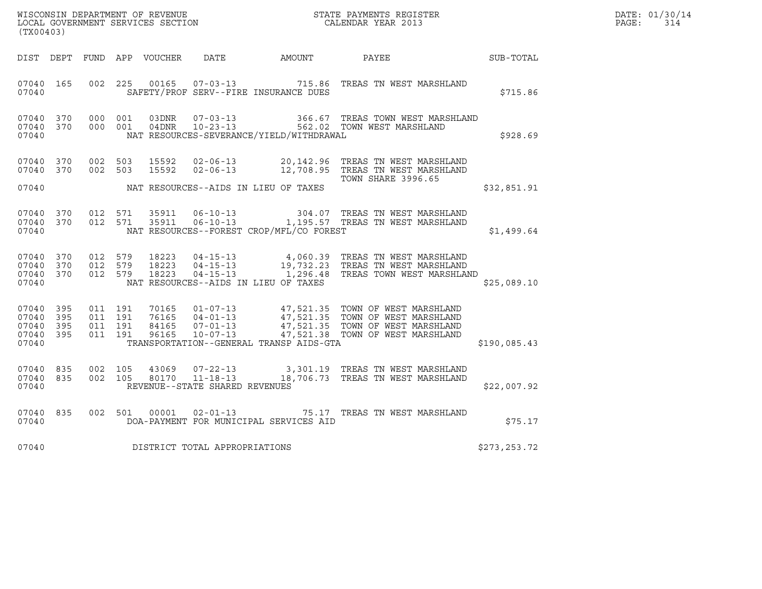WISCONSIN DEPARTMENT OF REVENUE
LOCAL GOVERNMENT SERVICES SECTION
(TX00403)

STATE PAYMENTS REGISTER
CALENDAR YEAR 2013

DATE: 01/30/14
PAGE: 314

| DIST | DEPT | FUND | APP | VOUCHER | DATE | AMOUNT | PAYEE | SUB-TOTAL |
|---|---|---|---|---|---|---|---|---|
| 07040 | 165 | 002 | 225 | 00165 | 07-03-13 | 715.86 | TREAS TN WEST MARSHLAND | |
| 07040 | | | | | SAFETY/PROF SERV--FIRE INSURANCE DUES | | | $715.86 |
| 07040 | 370 | 000 | 001 | 03DNR | 07-03-13 | 366.67 | TREAS TOWN WEST MARSHLAND | |
| 07040 | 370 | 000 | 001 | 04DNR | 10-23-13 | 562.02 | TOWN WEST MARSHLAND | |
| 07040 | | | | | NAT RESOURCES-SEVERANCE/YIELD/WITHDRAWAL | | | $928.69 |
| 07040 | 370 | 002 | 503 | 15592 | 02-06-13 | 20,142.96 | TREAS TN WEST MARSHLAND | |
| 07040 | 370 | 002 | 503 | 15592 | 02-06-13 | 12,708.95 | TREAS TN WEST MARSHLAND TOWN SHARE 3996.65 | |
| 07040 | | | | | NAT RESOURCES--AIDS IN LIEU OF TAXES | | | $32,851.91 |
| 07040 | 370 | 012 | 571 | 35911 | 06-10-13 | 304.07 | TREAS TN WEST MARSHLAND | |
| 07040 | 370 | 012 | 571 | 35911 | 06-10-13 | 1,195.57 | TREAS TN WEST MARSHLAND | |
| 07040 | | | | | NAT RESOURCES--FOREST CROP/MFL/CO FOREST | | | $1,499.64 |
| 07040 | 370 | 012 | 579 | 18223 | 04-15-13 | 4,060.39 | TREAS TN WEST MARSHLAND | |
| 07040 | 370 | 012 | 579 | 18223 | 04-15-13 | 19,732.23 | TREAS TN WEST MARSHLAND | |
| 07040 | 370 | 012 | 579 | 18223 | 04-15-13 | 1,296.48 | TREAS TOWN WEST MARSHLAND | |
| 07040 | | | | | NAT RESOURCES--AIDS IN LIEU OF TAXES | | | $25,089.10 |
| 07040 | 395 | 011 | 191 | 70165 | 01-07-13 | 47,521.35 | TOWN OF WEST MARSHLAND | |
| 07040 | 395 | 011 | 191 | 76165 | 04-01-13 | 47,521.35 | TOWN OF WEST MARSHLAND | |
| 07040 | 395 | 011 | 191 | 84165 | 07-01-13 | 47,521.35 | TOWN OF WEST MARSHLAND | |
| 07040 | 395 | 011 | 191 | 96165 | 10-07-13 | 47,521.38 | TOWN OF WEST MARSHLAND | |
| 07040 | | | | | TRANSPORTATION--GENERAL TRANSP AIDS-GTA | | | $190,085.43 |
| 07040 | 835 | 002 | 105 | 43069 | 07-22-13 | 3,301.19 | TREAS TN WEST MARSHLAND | |
| 07040 | 835 | 002 | 105 | 80170 | 11-18-13 | 18,706.73 | TREAS TN WEST MARSHLAND | |
| 07040 | | | | | REVENUE--STATE SHARED REVENUES | | | $22,007.92 |
| 07040 | 835 | 002 | 501 | 00001 | 02-01-13 | 75.17 | TREAS TN WEST MARSHLAND | |
| 07040 | | | | | DOA-PAYMENT FOR MUNICIPAL SERVICES AID | | | $75.17 |
| 07040 | | | | | DISTRICT TOTAL APPROPRIATIONS | | | $273,253.72 |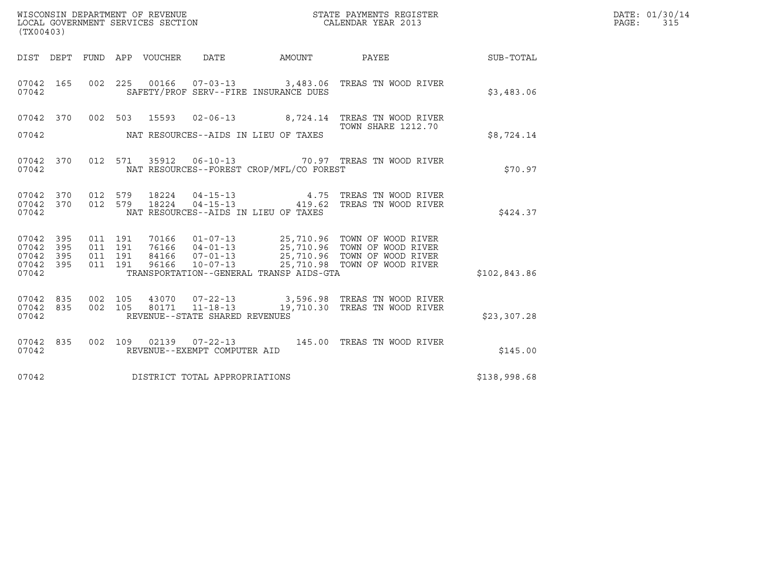WISCONSIN DEPARTMENT OF REVENUE
LOCAL GOVERNMENT SERVICES SECTION
(TX00403)

STATE PAYMENTS REGISTER
CALENDAR YEAR 2013

DATE: 01/30/14
PAGE: 315

| DIST | DEPT | FUND | APP | VOUCHER | DATE | AMOUNT | PAYEE | SUB-TOTAL |
|---|---|---|---|---|---|---|---|---|
| 07042 | 165 | 002 | 225 | 00166 | 07-03-13 | 3,483.06 | TREAS TN WOOD RIVER | |
| 07042 | | | | | SAFETY/PROF SERV--FIRE INSURANCE DUES | | | $3,483.06 |
| 07042 | 370 | 002 | 503 | 15593 | 02-06-13 | 8,724.14 | TREAS TN WOOD RIVER TOWN SHARE 1212.70 | |
| 07042 | | | | | NAT RESOURCES--AIDS IN LIEU OF TAXES | | | $8,724.14 |
| 07042 | 370 | 012 | 571 | 35912 | 06-10-13 | 70.97 | TREAS TN WOOD RIVER | |
| 07042 | | | | | NAT RESOURCES--FOREST CROP/MFL/CO FOREST | | | $70.97 |
| 07042 | 370 | 012 | 579 | 18224 | 04-15-13 | 4.75 | TREAS TN WOOD RIVER | |
| 07042 | 370 | 012 | 579 | 18224 | 04-15-13 | 419.62 | TREAS TN WOOD RIVER | |
| 07042 | | | | | NAT RESOURCES--AIDS IN LIEU OF TAXES | | | $424.37 |
| 07042 | 395 | 011 | 191 | 70166 | 01-07-13 | 25,710.96 | TOWN OF WOOD RIVER | |
| 07042 | 395 | 011 | 191 | 76166 | 04-01-13 | 25,710.96 | TOWN OF WOOD RIVER | |
| 07042 | 395 | 011 | 191 | 84166 | 07-01-13 | 25,710.96 | TOWN OF WOOD RIVER | |
| 07042 | 395 | 011 | 191 | 96166 | 10-07-13 | 25,710.98 | TOWN OF WOOD RIVER | |
| 07042 | | | | | TRANSPORTATION--GENERAL TRANSP AIDS-GTA | | | $102,843.86 |
| 07042 | 835 | 002 | 105 | 43070 | 07-22-13 | 3,596.98 | TREAS TN WOOD RIVER | |
| 07042 | 835 | 002 | 105 | 80171 | 11-18-13 | 19,710.30 | TREAS TN WOOD RIVER | |
| 07042 | | | | | REVENUE--STATE SHARED REVENUES | | | $23,307.28 |
| 07042 | 835 | 002 | 109 | 02139 | 07-22-13 | 145.00 | TREAS TN WOOD RIVER | |
| 07042 | | | | | REVENUE--EXEMPT COMPUTER AID | | | $145.00 |
| 07042 | | | | | DISTRICT TOTAL APPROPRIATIONS | | | $138,998.68 |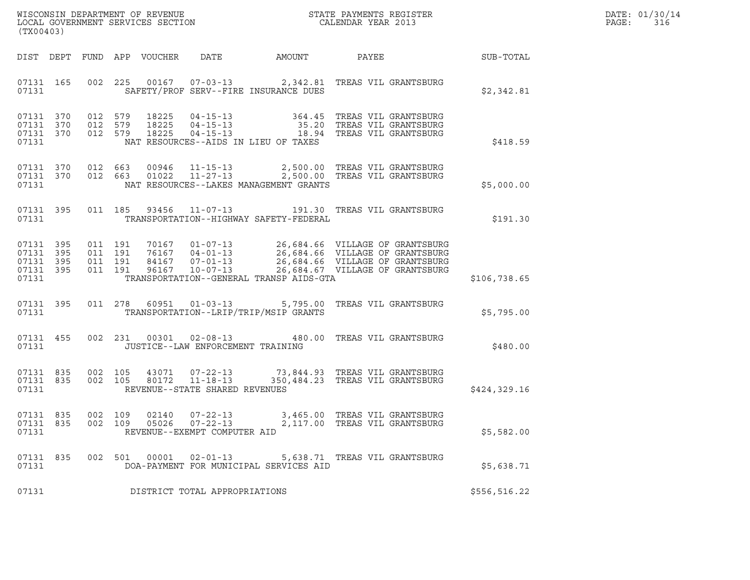WISCONSIN DEPARTMENT OF REVENUE
LOCAL GOVERNMENT SERVICES SECTION
(TX00403)

STATE PAYMENTS REGISTER
CALENDAR YEAR 2013

DATE: 01/30/14
PAGE: 316

| DIST | DEPT | FUND | APP | VOUCHER | DATE | AMOUNT | PAYEE | SUB-TOTAL |
|---|---|---|---|---|---|---|---|---|
| 07131 | 165 | 002 | 225 | 00167 | 07-03-13 | 2,342.81 | TREAS VIL GRANTSBURG | |
| 07131 | | | | | SAFETY/PROF SERV--FIRE INSURANCE DUES | | | $2,342.81 |
| 07131 | 370 | 012 | 579 | 18225 | 04-15-13 | 364.45 | TREAS VIL GRANTSBURG | |
| 07131 | 370 | 012 | 579 | 18225 | 04-15-13 | 35.20 | TREAS VIL GRANTSBURG | |
| 07131 | 370 | 012 | 579 | 18225 | 04-15-13 | 18.94 | TREAS VIL GRANTSBURG | |
| 07131 | | | | | NAT RESOURCES--AIDS IN LIEU OF TAXES | | | $418.59 |
| 07131 | 370 | 012 | 663 | 00946 | 11-15-13 | 2,500.00 | TREAS VIL GRANTSBURG | |
| 07131 | 370 | 012 | 663 | 01022 | 11-27-13 | 2,500.00 | TREAS VIL GRANTSBURG | |
| 07131 | | | | | NAT RESOURCES--LAKES MANAGEMENT GRANTS | | | $5,000.00 |
| 07131 | 395 | 011 | 185 | 93456 | 11-07-13 | 191.30 | TREAS VIL GRANTSBURG | |
| 07131 | | | | | TRANSPORTATION--HIGHWAY SAFETY-FEDERAL | | | $191.30 |
| 07131 | 395 | 011 | 191 | 70167 | 01-07-13 | 26,684.66 | VILLAGE OF GRANTSBURG | |
| 07131 | 395 | 011 | 191 | 76167 | 04-01-13 | 26,684.66 | VILLAGE OF GRANTSBURG | |
| 07131 | 395 | 011 | 191 | 84167 | 07-01-13 | 26,684.66 | VILLAGE OF GRANTSBURG | |
| 07131 | 395 | 011 | 191 | 96167 | 10-07-13 | 26,684.67 | VILLAGE OF GRANTSBURG | |
| 07131 | | | | | TRANSPORTATION--GENERAL TRANSP AIDS-GTA | | | $106,738.65 |
| 07131 | 395 | 011 | 278 | 60951 | 01-03-13 | 5,795.00 | TREAS VIL GRANTSBURG | |
| 07131 | | | | | TRANSPORTATION--LRIP/TRIP/MSIP GRANTS | | | $5,795.00 |
| 07131 | 455 | 002 | 231 | 00301 | 02-08-13 | 480.00 | TREAS VIL GRANTSBURG | |
| 07131 | | | | | JUSTICE--LAW ENFORCEMENT TRAINING | | | $480.00 |
| 07131 | 835 | 002 | 105 | 43071 | 07-22-13 | 73,844.93 | TREAS VIL GRANTSBURG | |
| 07131 | 835 | 002 | 105 | 80172 | 11-18-13 | 350,484.23 | TREAS VIL GRANTSBURG | |
| 07131 | | | | | REVENUE--STATE SHARED REVENUES | | | $424,329.16 |
| 07131 | 835 | 002 | 109 | 02140 | 07-22-13 | 3,465.00 | TREAS VIL GRANTSBURG | |
| 07131 | 835 | 002 | 109 | 05026 | 07-22-13 | 2,117.00 | TREAS VIL GRANTSBURG | |
| 07131 | | | | | REVENUE--EXEMPT COMPUTER AID | | | $5,582.00 |
| 07131 | 835 | 002 | 501 | 00001 | 02-01-13 | 5,638.71 | TREAS VIL GRANTSBURG | |
| 07131 | | | | | DOA-PAYMENT FOR MUNICIPAL SERVICES AID | | | $5,638.71 |
| 07131 | | | | | DISTRICT TOTAL APPROPRIATIONS | | | $556,516.22 |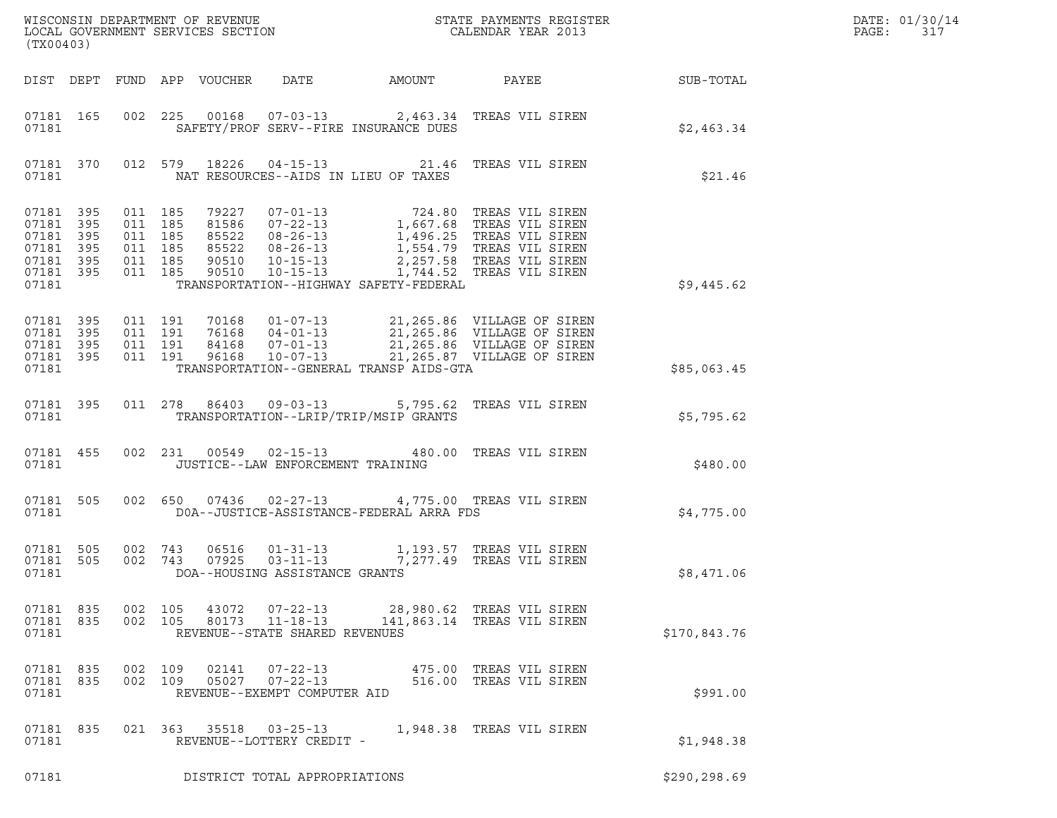WISCONSIN DEPARTMENT OF REVENUE
LOCAL GOVERNMENT SERVICES SECTION
(TX00403)

STATE PAYMENTS REGISTER
CALENDAR YEAR 2013

| DIST | DEPT | FUND | APP | VOUCHER | DATE | AMOUNT | PAYEE | SUB-TOTAL |
|---|---|---|---|---|---|---|---|---|
| 07181 | 165 | 002 | 225 | 00168 | 07-03-13 | 2,463.34 | TREAS VIL SIREN | |
| 07181 | | | | | SAFETY/PROF SERV--FIRE INSURANCE DUES | | | $2,463.34 |
| 07181 | 370 | 012 | 579 | 18226 | 04-15-13 | 21.46 | TREAS VIL SIREN | |
| 07181 | | | | | NAT RESOURCES--AIDS IN LIEU OF TAXES | | | $21.46 |
| 07181 | 395 | 011 | 185 | 79227 | 07-01-13 | 724.80 | TREAS VIL SIREN | |
| 07181 | 395 | 011 | 185 | 81586 | 07-22-13 | 1,667.68 | TREAS VIL SIREN | |
| 07181 | 395 | 011 | 185 | 85522 | 08-26-13 | 1,496.25 | TREAS VIL SIREN | |
| 07181 | 395 | 011 | 185 | 85522 | 08-26-13 | 1,554.79 | TREAS VIL SIREN | |
| 07181 | 395 | 011 | 185 | 90510 | 10-15-13 | 2,257.58 | TREAS VIL SIREN | |
| 07181 | 395 | 011 | 185 | 90510 | 10-15-13 | 1,744.52 | TREAS VIL SIREN | |
| 07181 | | | | | TRANSPORTATION--HIGHWAY SAFETY-FEDERAL | | | $9,445.62 |
| 07181 | 395 | 011 | 191 | 70168 | 01-07-13 | 21,265.86 | VILLAGE OF SIREN | |
| 07181 | 395 | 011 | 191 | 76168 | 04-01-13 | 21,265.86 | VILLAGE OF SIREN | |
| 07181 | 395 | 011 | 191 | 84168 | 07-01-13 | 21,265.86 | VILLAGE OF SIREN | |
| 07181 | 395 | 011 | 191 | 96168 | 10-07-13 | 21,265.87 | VILLAGE OF SIREN | |
| 07181 | | | | | TRANSPORTATION--GENERAL TRANSP AIDS-GTA | | | $85,063.45 |
| 07181 | 395 | 011 | 278 | 86403 | 09-03-13 | 5,795.62 | TREAS VIL SIREN | |
| 07181 | | | | | TRANSPORTATION--LRIP/TRIP/MSIP GRANTS | | | $5,795.62 |
| 07181 | 455 | 002 | 231 | 00549 | 02-15-13 | 480.00 | TREAS VIL SIREN | |
| 07181 | | | | | JUSTICE--LAW ENFORCEMENT TRAINING | | | $480.00 |
| 07181 | 505 | 002 | 650 | 07436 | 02-27-13 | 4,775.00 | TREAS VIL SIREN | |
| 07181 | | | | | DOA--JUSTICE-ASSISTANCE-FEDERAL ARRA FDS | | | $4,775.00 |
| 07181 | 505 | 002 | 743 | 06516 | 01-31-13 | 1,193.57 | TREAS VIL SIREN | |
| 07181 | 505 | 002 | 743 | 07925 | 03-11-13 | 7,277.49 | TREAS VIL SIREN | |
| 07181 | | | | | DOA--HOUSING ASSISTANCE GRANTS | | | $8,471.06 |
| 07181 | 835 | 002 | 105 | 43072 | 07-22-13 | 28,980.62 | TREAS VIL SIREN | |
| 07181 | 835 | 002 | 105 | 80173 | 11-18-13 | 141,863.14 | TREAS VIL SIREN | |
| 07181 | | | | | REVENUE--STATE SHARED REVENUES | | | $170,843.76 |
| 07181 | 835 | 002 | 109 | 02141 | 07-22-13 | 475.00 | TREAS VIL SIREN | |
| 07181 | 835 | 002 | 109 | 05027 | 07-22-13 | 516.00 | TREAS VIL SIREN | |
| 07181 | | | | | REVENUE--EXEMPT COMPUTER AID | | | $991.00 |
| 07181 | 835 | 021 | 363 | 35518 | 03-25-13 | 1,948.38 | TREAS VIL SIREN | |
| 07181 | | | | | REVENUE--LOTTERY CREDIT - | | | $1,948.38 |
| 07181 | | | | | DISTRICT TOTAL APPROPRIATIONS | | | $290,298.69 |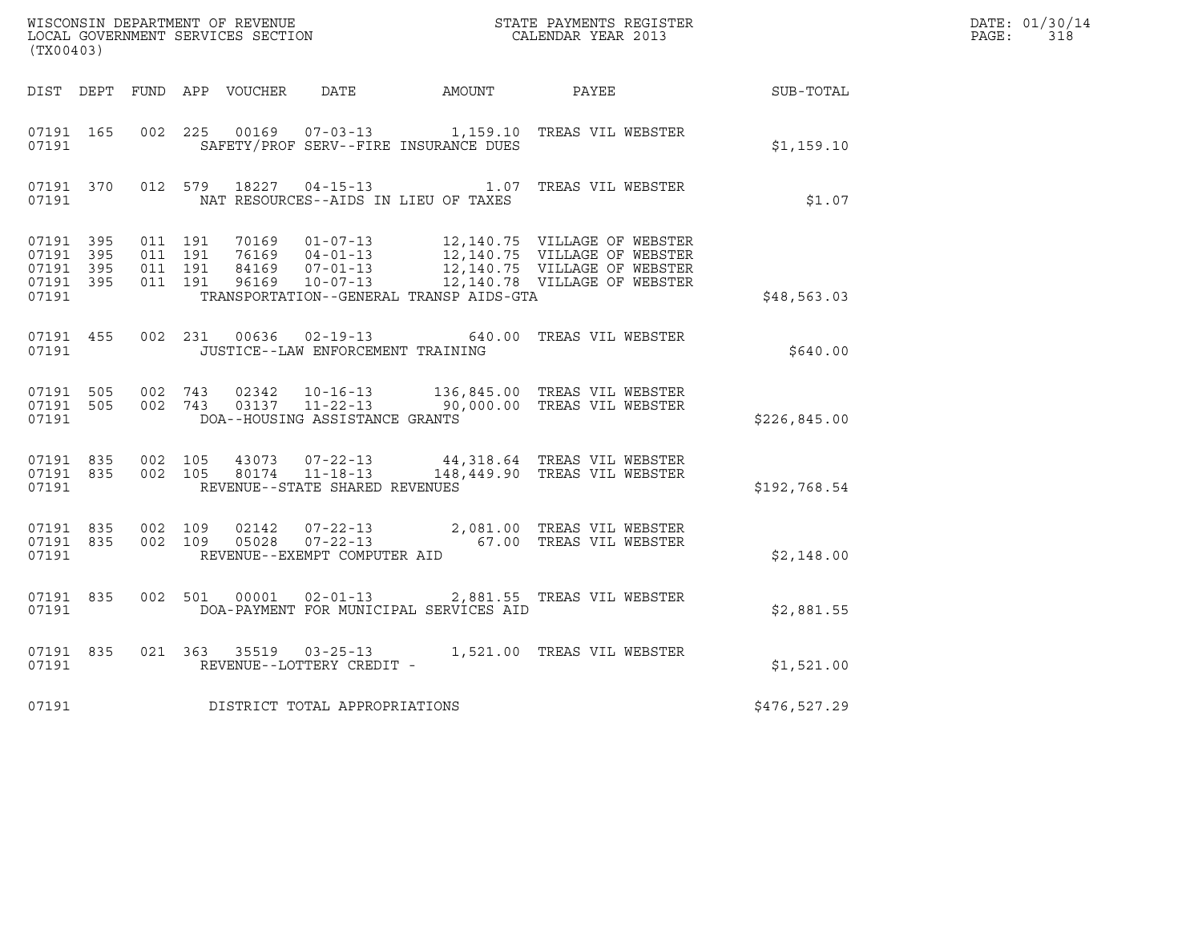WISCONSIN DEPARTMENT OF REVENUE
LOCAL GOVERNMENT SERVICES SECTION
(TX00403)

STATE PAYMENTS REGISTER
CALENDAR YEAR 2013

DATE: 01/30/14
PAGE: 318

| DIST | DEPT | FUND | APP | VOUCHER | DATE | AMOUNT | PAYEE | SUB-TOTAL |
|---|---|---|---|---|---|---|---|---|
| 07191 | 165 | 002 | 225 | 00169 | 07-03-13 | 1,159.10 | TREAS VIL WEBSTER | |
| 07191 | | | | | SAFETY/PROF SERV--FIRE INSURANCE DUES | | | $1,159.10 |
| 07191 | 370 | 012 | 579 | 18227 | 04-15-13 | 1.07 | TREAS VIL WEBSTER | |
| 07191 | | | | | NAT RESOURCES--AIDS IN LIEU OF TAXES | | | $1.07 |
| 07191 | 395 | 011 | 191 | 70169 | 01-07-13 | 12,140.75 | VILLAGE OF WEBSTER | |
| 07191 | 395 | 011 | 191 | 76169 | 04-01-13 | 12,140.75 | VILLAGE OF WEBSTER | |
| 07191 | 395 | 011 | 191 | 84169 | 07-01-13 | 12,140.75 | VILLAGE OF WEBSTER | |
| 07191 | 395 | 011 | 191 | 96169 | 10-07-13 | 12,140.78 | VILLAGE OF WEBSTER | |
| 07191 | | | | | TRANSPORTATION--GENERAL TRANSP AIDS-GTA | | | $48,563.03 |
| 07191 | 455 | 002 | 231 | 00636 | 02-19-13 | 640.00 | TREAS VIL WEBSTER | |
| 07191 | | | | | JUSTICE--LAW ENFORCEMENT TRAINING | | | $640.00 |
| 07191 | 505 | 002 | 743 | 02342 | 10-16-13 | 136,845.00 | TREAS VIL WEBSTER | |
| 07191 | 505 | 002 | 743 | 03137 | 11-22-13 | 90,000.00 | TREAS VIL WEBSTER | |
| 07191 | | | | | DOA--HOUSING ASSISTANCE GRANTS | | | $226,845.00 |
| 07191 | 835 | 002 | 105 | 43073 | 07-22-13 | 44,318.64 | TREAS VIL WEBSTER | |
| 07191 | 835 | 002 | 105 | 80174 | 11-18-13 | 148,449.90 | TREAS VIL WEBSTER | |
| 07191 | | | | | REVENUE--STATE SHARED REVENUES | | | $192,768.54 |
| 07191 | 835 | 002 | 109 | 02142 | 07-22-13 | 2,081.00 | TREAS VIL WEBSTER | |
| 07191 | 835 | 002 | 109 | 05028 | 07-22-13 | 67.00 | TREAS VIL WEBSTER | |
| 07191 | | | | | REVENUE--EXEMPT COMPUTER AID | | | $2,148.00 |
| 07191 | 835 | 002 | 501 | 00001 | 02-01-13 | 2,881.55 | TREAS VIL WEBSTER | |
| 07191 | | | | | DOA-PAYMENT FOR MUNICIPAL SERVICES AID | | | $2,881.55 |
| 07191 | 835 | 021 | 363 | 35519 | 03-25-13 | 1,521.00 | TREAS VIL WEBSTER | |
| 07191 | | | | | REVENUE--LOTTERY CREDIT - | | | $1,521.00 |
| 07191 | | | | | DISTRICT TOTAL APPROPRIATIONS | | | $476,527.29 |